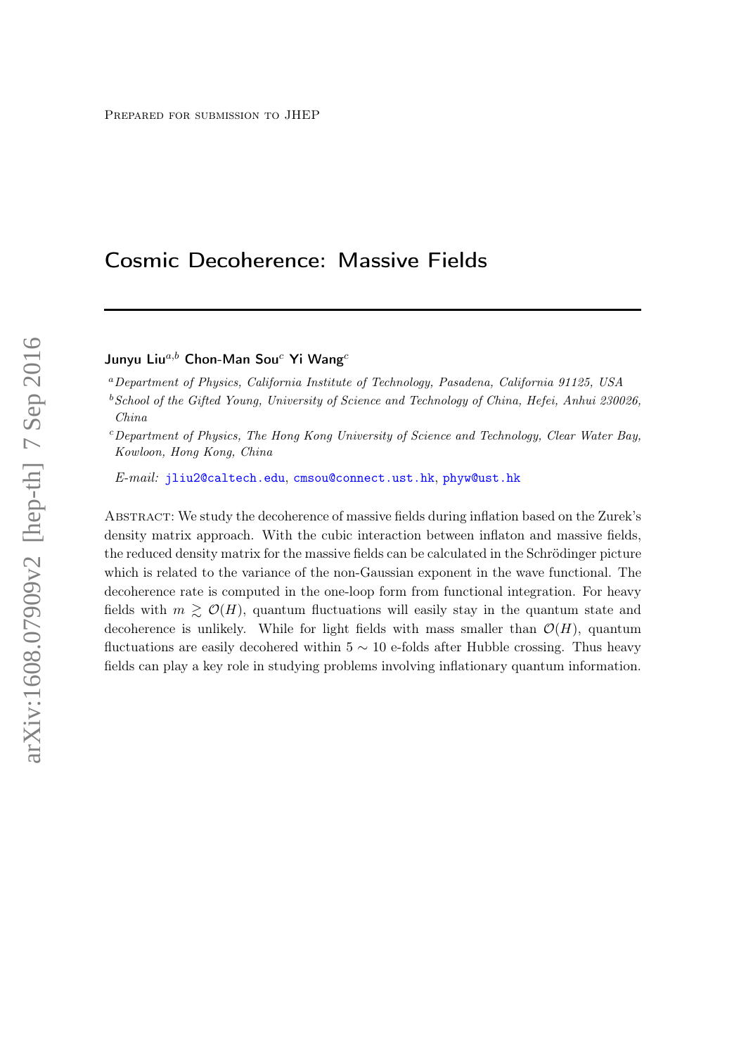Prepared for submission to JHEP

# Cosmic Decoherence: Massive Fields

**Junyu Liu**[a,b] **Chon-Man Sou**[c] **Yi Wang**[c]

[a] *Department of Physics, California Institute of Technology, Pasadena, California 91125, USA*

[b] *School of the Gifted Young, University of Science and Technology of China, Hefei, Anhui 230026, China*

[c] *Department of Physics, The Hong Kong University of Science and Technology, Clear Water Bay, Kowloon, Hong Kong, China*

*E-mail:* jliu2@caltech.edu, cmsou@connect.ust.hk, phyw@ust.hk

Abstract: We study the decoherence of massive fields during inflation based on the Zurek's density matrix approach. With the cubic interaction between inflaton and massive fields, the reduced density matrix for the massive fields can be calculated in the Schrödinger picture which is related to the variance of the non-Gaussian exponent in the wave functional. The decoherence rate is computed in the one-loop form from functional integration. For heavy fields with $m \gtrsim \mathcal{O}(H)$, quantum fluctuations will easily stay in the quantum state and decoherence is unlikely. While for light fields with mass smaller than $\mathcal{O}(H)$, quantum fluctuations are easily decohered within $5 \sim 10$ e-folds after Hubble crossing. Thus heavy fields can play a key role in studying problems involving inflationary quantum information.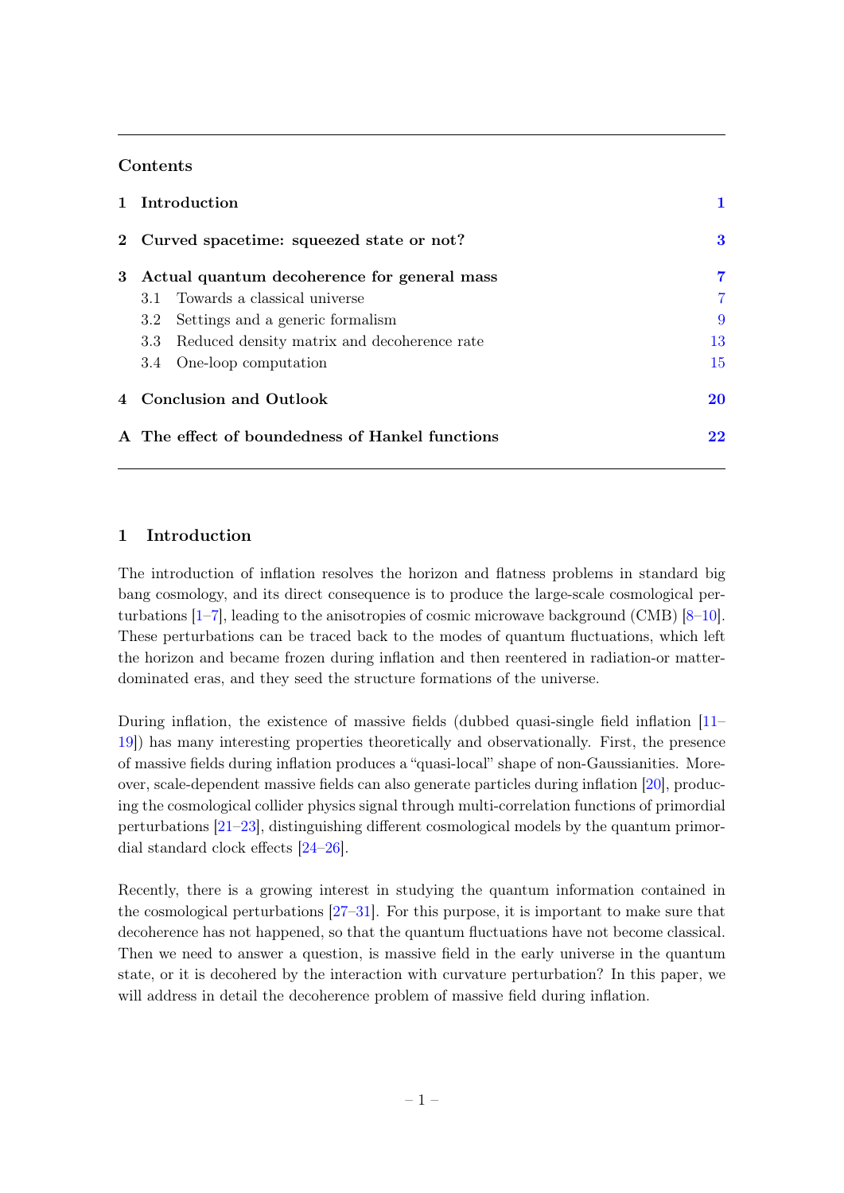## Contents

| | | |
|---|---|---|
| **1** | **Introduction** | **1** |
| **2** | **Curved spacetime: squeezed state or not?** | **3** |
| **3** | **Actual quantum decoherence for general mass** | **7** |
| | 3.1 Towards a classical universe | 7 |
| | 3.2 Settings and a generic formalism | 9 |
| | 3.3 Reduced density matrix and decoherence rate | 13 |
| | 3.4 One-loop computation | 15 |
| **4** | **Conclusion and Outlook** | **20** |
| **A** | **The effect of boundedness of Hankel functions** | **22** |

## 1 Introduction

The introduction of inflation resolves the horizon and flatness problems in standard big bang cosmology, and its direct consequence is to produce the large-scale cosmological perturbations [1–7], leading to the anisotropies of cosmic microwave background (CMB) [8–10]. These perturbations can be traced back to the modes of quantum fluctuations, which left the horizon and became frozen during inflation and then reentered in radiation-or matter-dominated eras, and they seed the structure formations of the universe.

During inflation, the existence of massive fields (dubbed quasi-single field inflation [11–19]) has many interesting properties theoretically and observationally. First, the presence of massive fields during inflation produces a "quasi-local" shape of non-Gaussianities. Moreover, scale-dependent massive fields can also generate particles during inflation [20], producing the cosmological collider physics signal through multi-correlation functions of primordial perturbations [21–23], distinguishing different cosmological models by the quantum primordial standard clock effects [24–26].

Recently, there is a growing interest in studying the quantum information contained in the cosmological perturbations [27–31]. For this purpose, it is important to make sure that decoherence has not happened, so that the quantum fluctuations have not become classical. Then we need to answer a question, is massive field in the early universe in the quantum state, or it is decohered by the interaction with curvature perturbation? In this paper, we will address in detail the decoherence problem of massive field during inflation.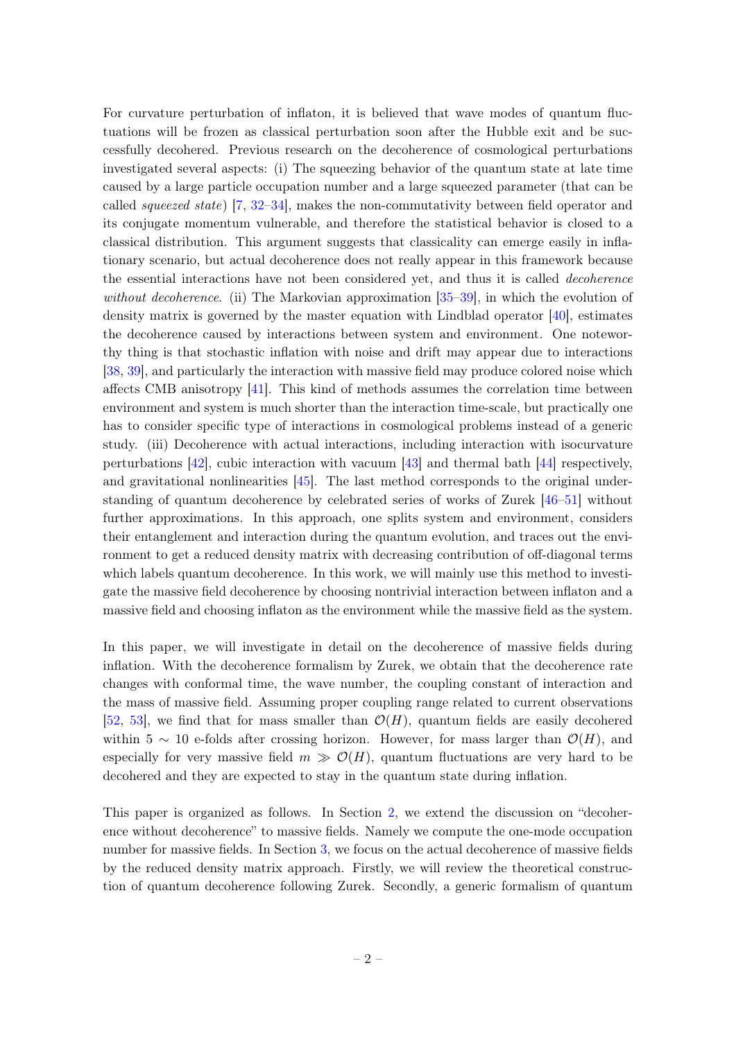For curvature perturbation of inflaton, it is believed that wave modes of quantum fluctuations will be frozen as classical perturbation soon after the Hubble exit and be successfully decohered. Previous research on the decoherence of cosmological perturbations investigated several aspects: (i) The squeezing behavior of the quantum state at late time caused by a large particle occupation number and a large squeezed parameter (that can be called *squeezed state*) [7, 32–34], makes the non-commutativity between field operator and its conjugate momentum vulnerable, and therefore the statistical behavior is closed to a classical distribution. This argument suggests that classicality can emerge easily in inflationary scenario, but actual decoherence does not really appear in this framework because the essential interactions have not been considered yet, and thus it is called *decoherence without decoherence*. (ii) The Markovian approximation [35–39], in which the evolution of density matrix is governed by the master equation with Lindblad operator [40], estimates the decoherence caused by interactions between system and environment. One noteworthy thing is that stochastic inflation with noise and drift may appear due to interactions [38, 39], and particularly the interaction with massive field may produce colored noise which affects CMB anisotropy [41]. This kind of methods assumes the correlation time between environment and system is much shorter than the interaction time-scale, but practically one has to consider specific type of interactions in cosmological problems instead of a generic study. (iii) Decoherence with actual interactions, including interaction with isocurvature perturbations [42], cubic interaction with vacuum [43] and thermal bath [44] respectively, and gravitational nonlinearities [45]. The last method corresponds to the original understanding of quantum decoherence by celebrated series of works of Zurek [46–51] without further approximations. In this approach, one splits system and environment, considers their entanglement and interaction during the quantum evolution, and traces out the environment to get a reduced density matrix with decreasing contribution of off-diagonal terms which labels quantum decoherence. In this work, we will mainly use this method to investigate the massive field decoherence by choosing nontrivial interaction between inflaton and a massive field and choosing inflaton as the environment while the massive field as the system.

In this paper, we will investigate in detail on the decoherence of massive fields during inflation. With the decoherence formalism by Zurek, we obtain that the decoherence rate changes with conformal time, the wave number, the coupling constant of interaction and the mass of massive field. Assuming proper coupling range related to current observations [52, 53], we find that for mass smaller than $\mathcal{O}(H)$, quantum fields are easily decohered within $5 \sim 10$ e-folds after crossing horizon. However, for mass larger than $\mathcal{O}(H)$, and especially for very massive field $m \gg \mathcal{O}(H)$, quantum fluctuations are very hard to be decohered and they are expected to stay in the quantum state during inflation.

This paper is organized as follows. In Section 2, we extend the discussion on "decoherence without decoherence" to massive fields. Namely we compute the one-mode occupation number for massive fields. In Section 3, we focus on the actual decoherence of massive fields by the reduced density matrix approach. Firstly, we will review the theoretical construction of quantum decoherence following Zurek. Secondly, a generic formalism of quantum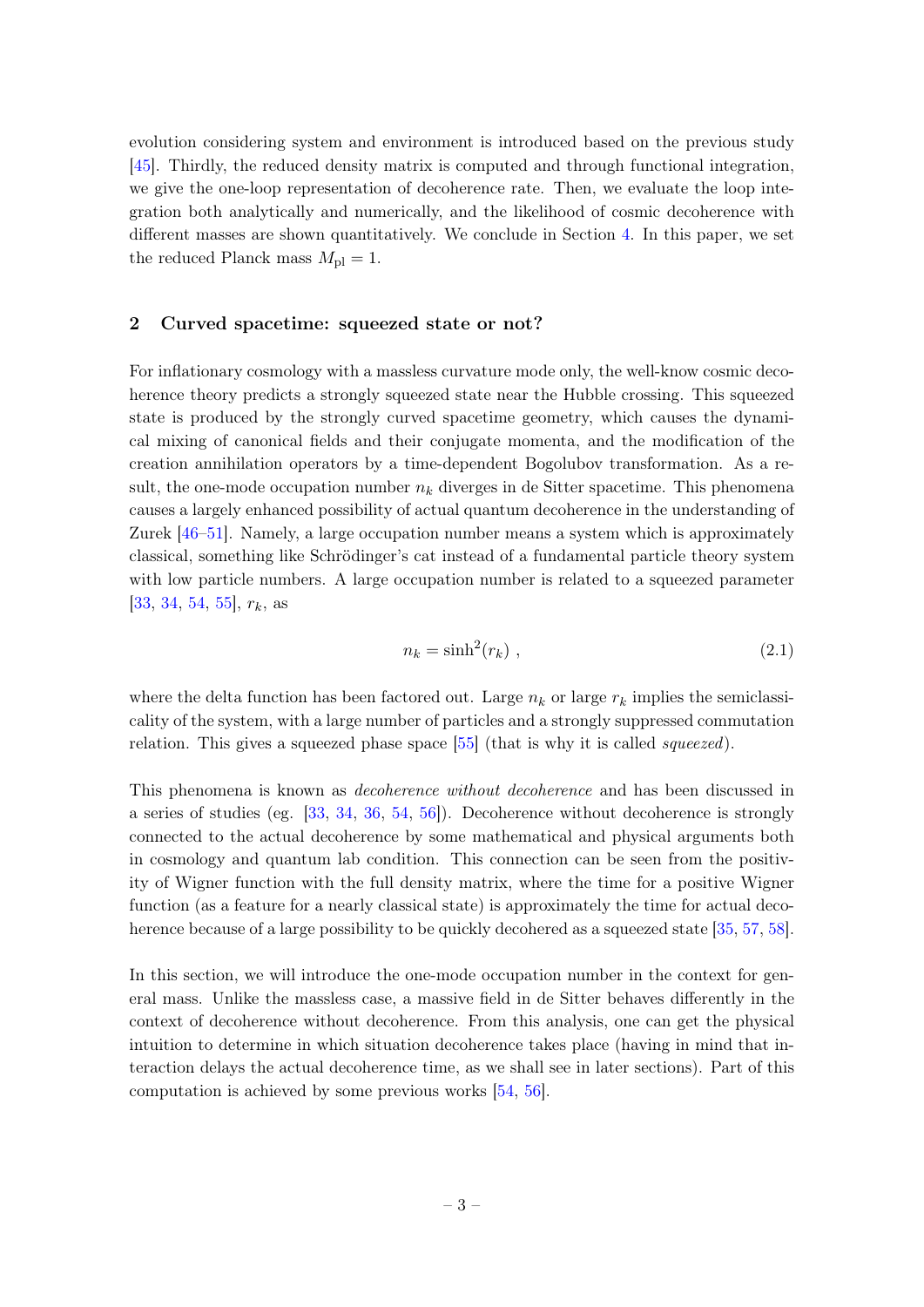evolution considering system and environment is introduced based on the previous study [45]. Thirdly, the reduced density matrix is computed and through functional integration, we give the one-loop representation of decoherence rate. Then, we evaluate the loop integration both analytically and numerically, and the likelihood of cosmic decoherence with different masses are shown quantitatively. We conclude in Section 4. In this paper, we set the reduced Planck mass $M_{\rm pl} = 1$.

## 2 Curved spacetime: squeezed state or not?

For inflationary cosmology with a massless curvature mode only, the well-know cosmic decoherence theory predicts a strongly squeezed state near the Hubble crossing. This squeezed state is produced by the strongly curved spacetime geometry, which causes the dynamical mixing of canonical fields and their conjugate momenta, and the modification of the creation annihilation operators by a time-dependent Bogolubov transformation. As a result, the one-mode occupation number $n_k$ diverges in de Sitter spacetime. This phenomena causes a largely enhanced possibility of actual quantum decoherence in the understanding of Zurek [46–51]. Namely, a large occupation number means a system which is approximately classical, something like Schrödinger's cat instead of a fundamental particle theory system with low particle numbers. A large occupation number is related to a squeezed parameter [33, 34, 54, 55], $r_k$, as

$$n_k = \sinh^2(r_k) \ , \tag{2.1}$$

where the delta function has been factored out. Large $n_k$ or large $r_k$ implies the semiclassicality of the system, with a large number of particles and a strongly suppressed commutation relation. This gives a squeezed phase space [55] (that is why it is called *squeezed*).

This phenomena is known as *decoherence without decoherence* and has been discussed in a series of studies (eg. [33, 34, 36, 54, 56]). Decoherence without decoherence is strongly connected to the actual decoherence by some mathematical and physical arguments both in cosmology and quantum lab condition. This connection can be seen from the positivity of Wigner function with the full density matrix, where the time for a positive Wigner function (as a feature for a nearly classical state) is approximately the time for actual decoherence because of a large possibility to be quickly decohered as a squeezed state [35, 57, 58].

In this section, we will introduce the one-mode occupation number in the context for general mass. Unlike the massless case, a massive field in de Sitter behaves differently in the context of decoherence without decoherence. From this analysis, one can get the physical intuition to determine in which situation decoherence takes place (having in mind that interaction delays the actual decoherence time, as we shall see in later sections). Part of this computation is achieved by some previous works [54, 56].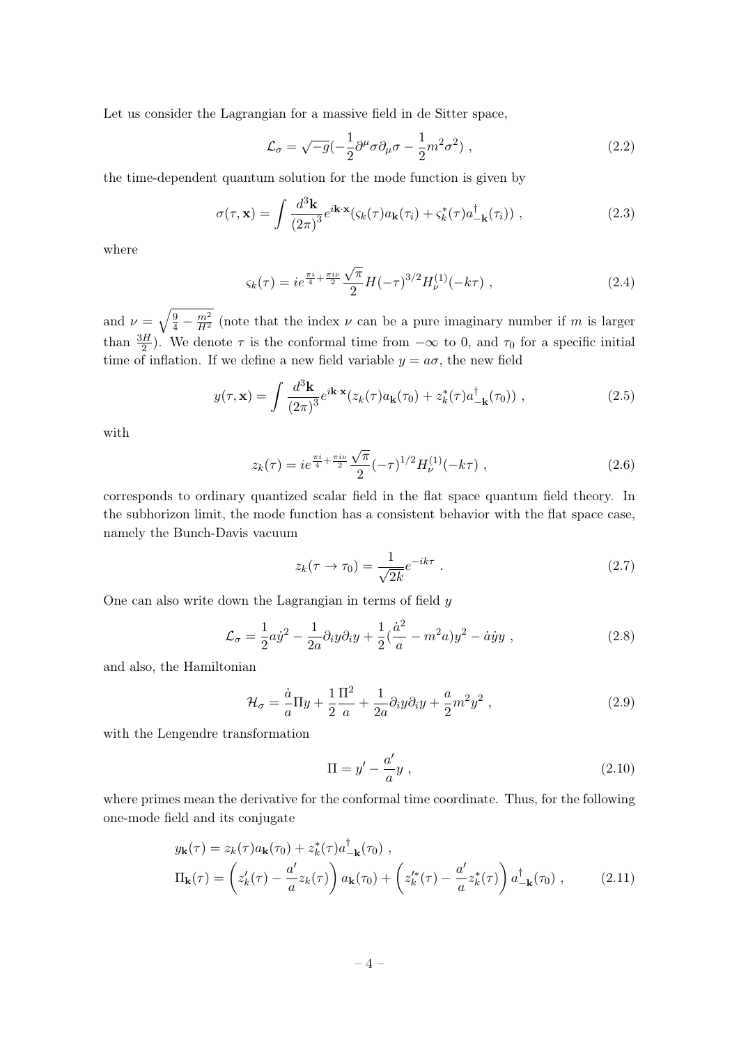Let us consider the Lagrangian for a massive field in de Sitter space,

$$\mathcal{L}_\sigma = \sqrt{-g}(-\frac{1}{2}\partial^\mu\sigma\partial_\mu\sigma - \frac{1}{2}m^2\sigma^2) \ , \tag{2.2}$$

the time-dependent quantum solution for the mode function is given by

$$\sigma(\tau, \mathbf{x}) = \int \frac{d^3\mathbf{k}}{(2\pi)^3} e^{i\mathbf{k}\cdot\mathbf{x}} (\varsigma_k(\tau) a_{\mathbf{k}}(\tau_i) + \varsigma_k^*(\tau) a_{-\mathbf{k}}^\dagger(\tau_i)) \ , \tag{2.3}$$

where

$$\varsigma_k(\tau) = i e^{\frac{\pi i}{4} + \frac{\pi i \nu}{2}} \frac{\sqrt{\pi}}{2} H(-\tau)^{3/2} H_\nu^{(1)}(-k\tau) \ , \tag{2.4}$$

and $\nu = \sqrt{\frac{9}{4} - \frac{m^2}{H^2}}$ (note that the index $\nu$ can be a pure imaginary number if $m$ is larger than $\frac{3H}{2}$). We denote $\tau$ is the conformal time from $-\infty$ to 0, and $\tau_0$ for a specific initial time of inflation. If we define a new field variable $y = a\sigma$, the new field

$$y(\tau, \mathbf{x}) = \int \frac{d^3\mathbf{k}}{(2\pi)^3} e^{i\mathbf{k}\cdot\mathbf{x}} (z_k(\tau) a_{\mathbf{k}}(\tau_0) + z_k^*(\tau) a_{-\mathbf{k}}^\dagger(\tau_0)) \ , \tag{2.5}$$

with

$$z_k(\tau) = i e^{\frac{\pi i}{4} + \frac{\pi i \nu}{2}} \frac{\sqrt{\pi}}{2} (-\tau)^{1/2} H_\nu^{(1)}(-k\tau) \ , \tag{2.6}$$

corresponds to ordinary quantized scalar field in the flat space quantum field theory. In the subhorizon limit, the mode function has a consistent behavior with the flat space case, namely the Bunch-Davis vacuum

$$z_k(\tau \to \tau_0) = \frac{1}{\sqrt{2k}} e^{-ik\tau} \ . \tag{2.7}$$

One can also write down the Lagrangian in terms of field $y$

$$\mathcal{L}_\sigma = \frac{1}{2} a \dot{y}^2 - \frac{1}{2a} \partial_i y \partial_i y + \frac{1}{2}(\frac{\dot{a}^2}{a} - m^2 a) y^2 - \dot{a} \dot{y} y \ , \tag{2.8}$$

and also, the Hamiltonian

$$\mathcal{H}_\sigma = \frac{\dot{a}}{a} \Pi y + \frac{1}{2} \frac{\Pi^2}{a} + \frac{1}{2a} \partial_i y \partial_i y + \frac{a}{2} m^2 y^2 \ , \tag{2.9}$$

with the Lengendre transformation

$$\Pi = y' - \frac{a'}{a} y \ , \tag{2.10}$$

where primes mean the derivative for the conformal time coordinate. Thus, for the following one-mode field and its conjugate

$$\begin{aligned} y_{\mathbf{k}}(\tau) &= z_k(\tau) a_{\mathbf{k}}(\tau_0) + z_k^*(\tau) a_{-\mathbf{k}}^\dagger(\tau_0) \ , \\ \Pi_{\mathbf{k}}(\tau) &= \left( z_k'(\tau) - \frac{a'}{a} z_k(\tau) \right) a_{\mathbf{k}}(\tau_0) + \left( z_k'^*(\tau) - \frac{a'}{a} z_k^*(\tau) \right) a_{-\mathbf{k}}^\dagger(\tau_0) \ , \end{aligned} \tag{2.11}$$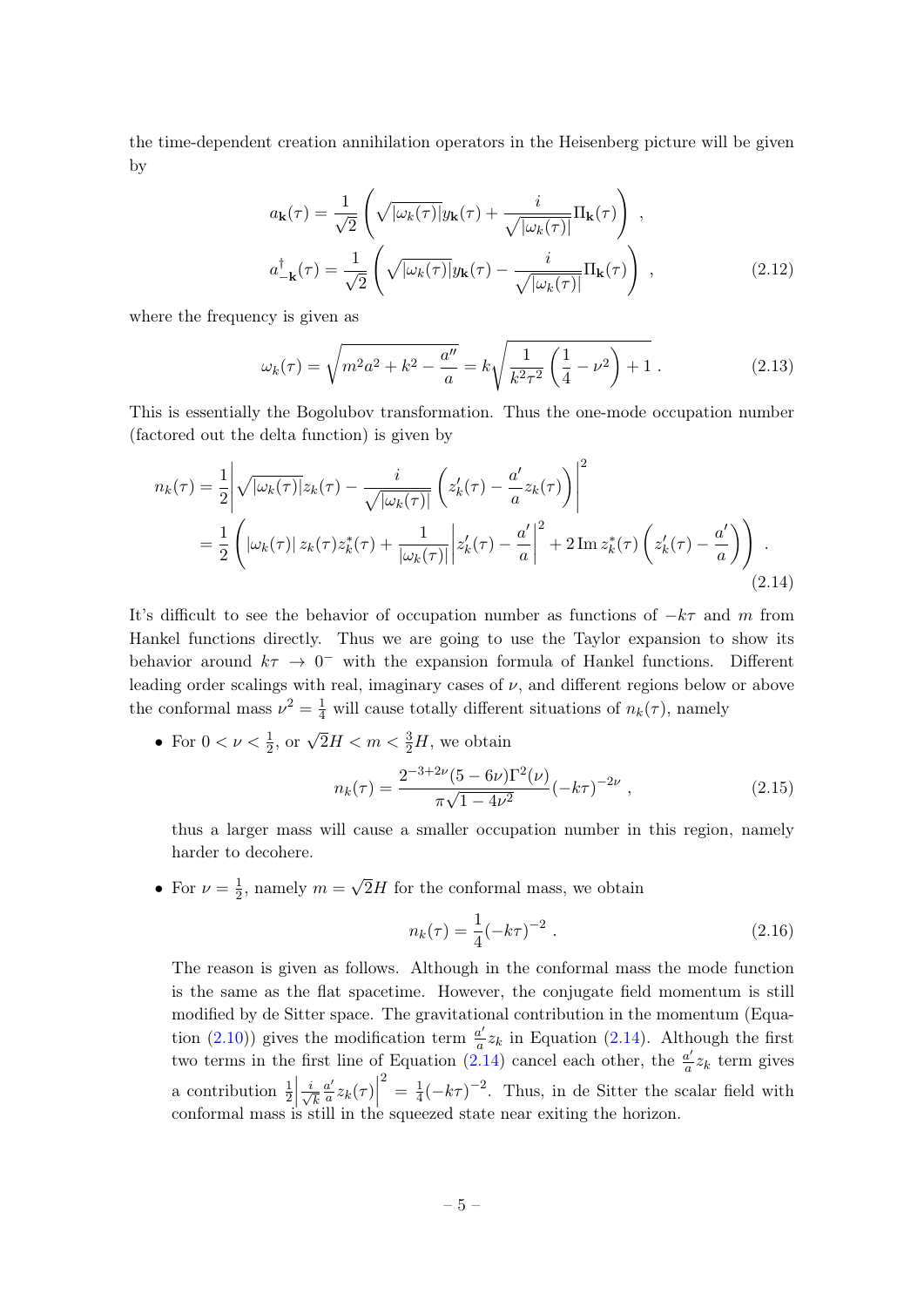the time-dependent creation annihilation operators in the Heisenberg picture will be given by

$$
\begin{aligned}
a_{\mathbf{k}}(\tau) &= \frac{1}{\sqrt{2}}\left(\sqrt{|\omega_k(\tau)|}y_{\mathbf{k}}(\tau) + \frac{i}{\sqrt{|\omega_k(\tau)|}}\Pi_{\mathbf{k}}(\tau)\right) \ , \\
a^{\dagger}_{-\mathbf{k}}(\tau) &= \frac{1}{\sqrt{2}}\left(\sqrt{|\omega_k(\tau)|}y_{\mathbf{k}}(\tau) - \frac{i}{\sqrt{|\omega_k(\tau)|}}\Pi_{\mathbf{k}}(\tau)\right) \ ,
\end{aligned}
\tag{2.12}
$$

where the frequency is given as

$$
\omega_k(\tau) = \sqrt{m^2a^2 + k^2 - \frac{a''}{a}} = k\sqrt{\frac{1}{k^2\tau^2}\left(\frac{1}{4} - \nu^2\right) + 1} \ . \tag{2.13}
$$

This is essentially the Bogolubov transformation. Thus the one-mode occupation number (factored out the delta function) is given by

$$
\begin{aligned}
n_k(\tau) &= \frac{1}{2}\left|\sqrt{|\omega_k(\tau)|}z_k(\tau) - \frac{i}{\sqrt{|\omega_k(\tau)|}}\left(z_k'(\tau) - \frac{a'}{a}z_k(\tau)\right)\right|^2 \\
&= \frac{1}{2}\left(|\omega_k(\tau)|\, z_k(\tau)z_k^*(\tau) + \frac{1}{|\omega_k(\tau)|}\left|z_k'(\tau) - \frac{a'}{a}\right|^2 + 2\,\mathrm{Im}\, z_k^*(\tau)\left(z_k'(\tau) - \frac{a'}{a}\right)\right) \ .
\end{aligned}
\tag{2.14}
$$

It's difficult to see the behavior of occupation number as functions of $-k\tau$ and $m$ from Hankel functions directly. Thus we are going to use the Taylor expansion to show its behavior around $k\tau \to 0^-$ with the expansion formula of Hankel functions. Different leading order scalings with real, imaginary cases of $\nu$, and different regions below or above the conformal mass $\nu^2 = \frac{1}{4}$ will cause totally different situations of $n_k(\tau)$, namely

- For $0 < \nu < \frac{1}{2}$, or $\sqrt{2}H < m < \frac{3}{2}H$, we obtain

  $$
  n_k(\tau) = \frac{2^{-3+2\nu}(5-6\nu)\Gamma^2(\nu)}{\pi\sqrt{1-4\nu^2}}(-k\tau)^{-2\nu} \ , \tag{2.15}
  $$

  thus a larger mass will cause a smaller occupation number in this region, namely harder to decohere.

- For $\nu = \frac{1}{2}$, namely $m = \sqrt{2}H$ for the conformal mass, we obtain

  $$
  n_k(\tau) = \frac{1}{4}(-k\tau)^{-2} \ . \tag{2.16}
  $$

  The reason is given as follows. Although in the conformal mass the mode function is the same as the flat spacetime. However, the conjugate field momentum is still modified by de Sitter space. The gravitational contribution in the momentum (Equation (2.10)) gives the modification term $\frac{a'}{a}z_k$ in Equation (2.14). Although the first two terms in the first line of Equation (2.14) cancel each other, the $\frac{a'}{a}z_k$ term gives a contribution $\frac{1}{2}\left|\frac{i}{\sqrt{k}}\frac{a'}{a}z_k(\tau)\right|^2 = \frac{1}{4}(-k\tau)^{-2}$. Thus, in de Sitter the scalar field with conformal mass is still in the squeezed state near exiting the horizon.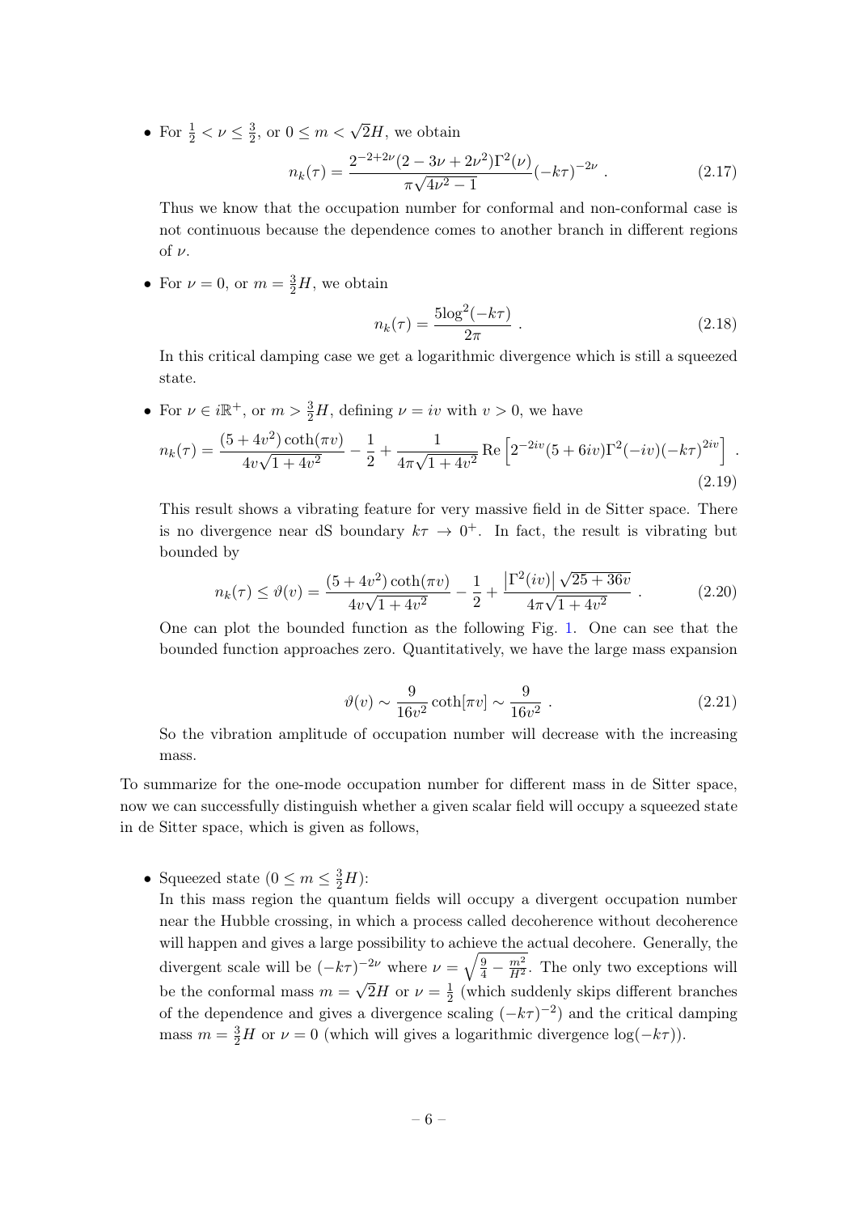- For $\frac{1}{2} < \nu \leq \frac{3}{2}$, or $0 \leq m < \sqrt{2}H$, we obtain

$$n_k(\tau) = \frac{2^{-2+2\nu}(2-3\nu+2\nu^2)\Gamma^2(\nu)}{\pi\sqrt{4\nu^2-1}}(-k\tau)^{-2\nu} \ . \tag{2.17}$$

Thus we know that the occupation number for conformal and non-conformal case is not continuous because the dependence comes to another branch in different regions of $\nu$.

- For $\nu = 0$, or $m = \frac{3}{2}H$, we obtain

$$n_k(\tau) = \frac{5\log^2(-k\tau)}{2\pi} \ . \tag{2.18}$$

In this critical damping case we get a logarithmic divergence which is still a squeezed state.

- For $\nu \in i\mathbb{R}^+$, or $m > \frac{3}{2}H$, defining $\nu = iv$ with $v > 0$, we have

$$n_k(\tau) = \frac{(5+4v^2)\coth(\pi v)}{4v\sqrt{1+4v^2}} - \frac{1}{2} + \frac{1}{4\pi\sqrt{1+4v^2}}\,\mathrm{Re}\left[2^{-2iv}(5+6iv)\Gamma^2(-iv)(-k\tau)^{2iv}\right] \ . \tag{2.19}$$

This result shows a vibrating feature for very massive field in de Sitter space. There is no divergence near dS boundary $k\tau \to 0^+$. In fact, the result is vibrating but bounded by

$$n_k(\tau) \leq \vartheta(v) = \frac{(5+4v^2)\coth(\pi v)}{4v\sqrt{1+4v^2}} - \frac{1}{2} + \frac{\left|\Gamma^2(iv)\right|\sqrt{25+36v}}{4\pi\sqrt{1+4v^2}} \ . \tag{2.20}$$

One can plot the bounded function as the following Fig. 1. One can see that the bounded function approaches zero. Quantitatively, we have the large mass expansion

$$\vartheta(v) \sim \frac{9}{16v^2}\coth[\pi v] \sim \frac{9}{16v^2} \ . \tag{2.21}$$

So the vibration amplitude of occupation number will decrease with the increasing mass.

To summarize for the one-mode occupation number for different mass in de Sitter space, now we can successfully distinguish whether a given scalar field will occupy a squeezed state in de Sitter space, which is given as follows,

- Squeezed state ($0 \leq m \leq \frac{3}{2}H$):
In this mass region the quantum fields will occupy a divergent occupation number near the Hubble crossing, in which a process called decoherence without decoherence will happen and gives a large possibility to achieve the actual decohere. Generally, the divergent scale will be $(-k\tau)^{-2\nu}$ where $\nu = \sqrt{\frac{9}{4} - \frac{m^2}{H^2}}$. The only two exceptions will be the conformal mass $m = \sqrt{2}H$ or $\nu = \frac{1}{2}$ (which suddenly skips different branches of the dependence and gives a divergence scaling $(-k\tau)^{-2}$) and the critical damping mass $m = \frac{3}{2}H$ or $\nu = 0$ (which will gives a logarithmic divergence $\log(-k\tau)$).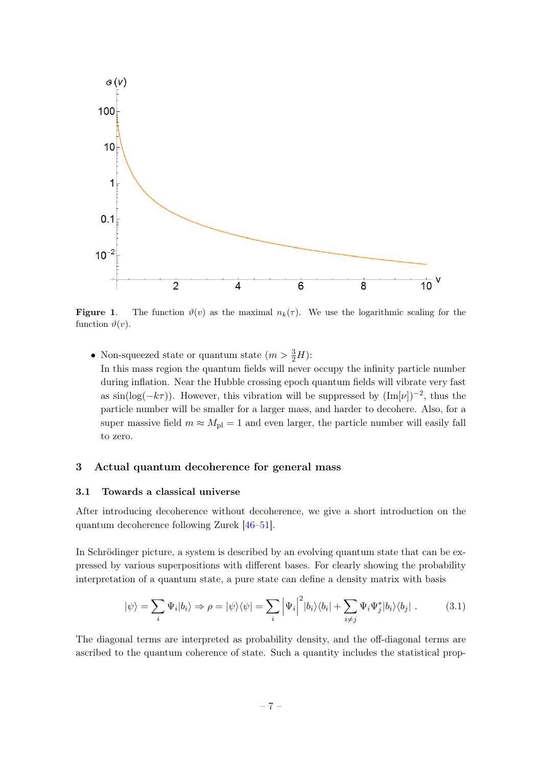**Figure 1**. The function $\vartheta(v)$ as the maximal $n_k(\tau)$. We use the logarithmic scaling for the function $\vartheta(v)$.

- Non-squeezed state or quantum state ($m > \frac{3}{2}H$):
  In this mass region the quantum fields will never occupy the infinity particle number during inflation. Near the Hubble crossing epoch quantum fields will vibrate very fast as $\sin(\log(-k\tau))$. However, this vibration will be suppressed by $(\mathrm{Im}[\nu])^{-2}$, thus the particle number will be smaller for a larger mass, and harder to decohere. Also, for a super massive field $m \approx M_{\mathrm{pl}} = 1$ and even larger, the particle number will easily fall to zero.

## 3 Actual quantum decoherence for general mass

### 3.1 Towards a classical universe

After introducing decoherence without decoherence, we give a short introduction on the quantum decoherence following Zurek [46–51].

In Schrödinger picture, a system is described by an evolving quantum state that can be expressed by various superpositions with different bases. For clearly showing the probability interpretation of a quantum state, a pure state can define a density matrix with basis

$$|\psi\rangle = \sum_i \Psi_i |b_i\rangle \Rightarrow \rho = |\psi\rangle\langle\psi| = \sum_i \left|\Psi_i\right|^2 |b_i\rangle\langle b_i| + \sum_{i\neq j} \Psi_i \Psi_j^* |b_i\rangle\langle b_j| \ . \tag{3.1}$$

The diagonal terms are interpreted as probability density, and the off-diagonal terms are ascribed to the quantum coherence of state. Such a quantity includes the statistical prop-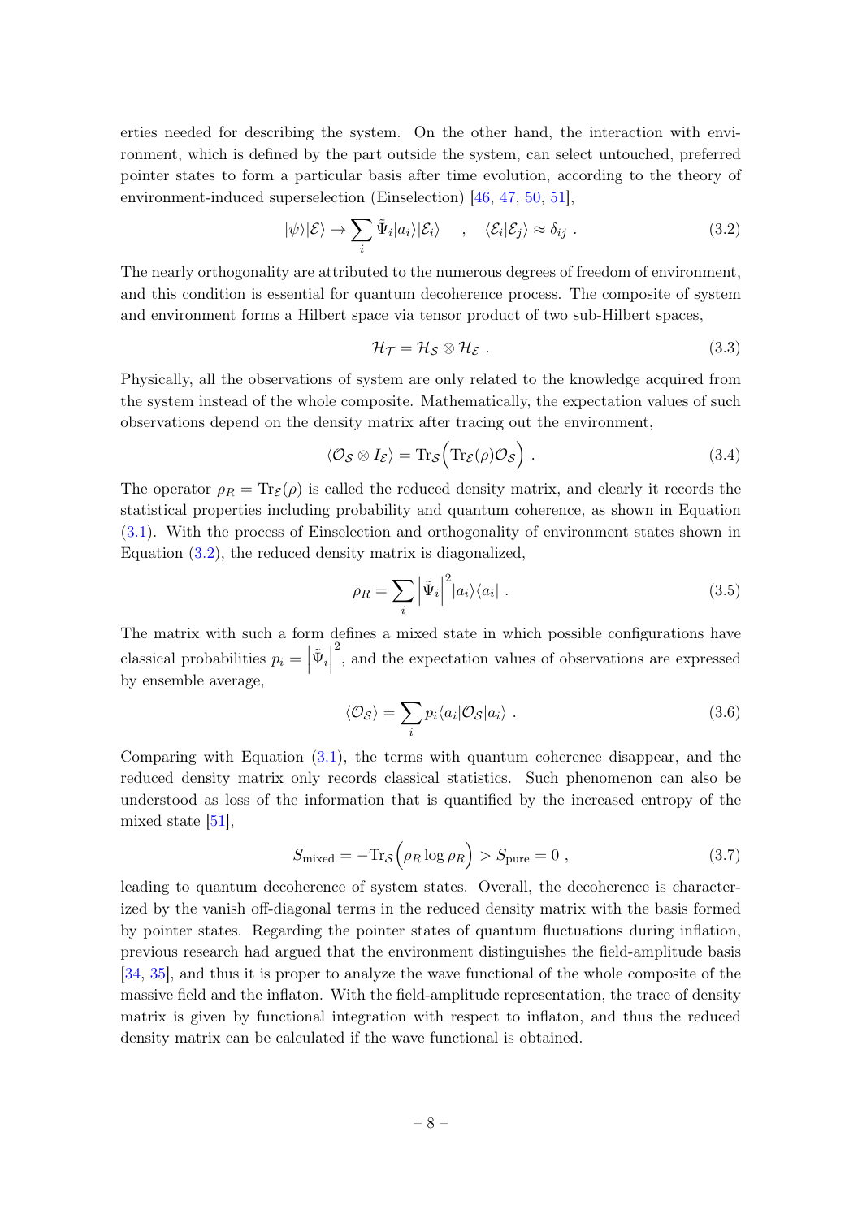erties needed for describing the system. On the other hand, the interaction with environment, which is defined by the part outside the system, can select untouched, preferred pointer states to form a particular basis after time evolution, according to the theory of environment-induced superselection (Einselection) [46, 47, 50, 51],

$$|\psi\rangle|\mathcal{E}\rangle \to \sum_i \tilde{\Psi}_i |a_i\rangle|\mathcal{E}_i\rangle \quad , \quad \langle\mathcal{E}_i|\mathcal{E}_j\rangle \approx \delta_{ij} \ . \tag{3.2}$$

The nearly orthogonality are attributed to the numerous degrees of freedom of environment, and this condition is essential for quantum decoherence process. The composite of system and environment forms a Hilbert space via tensor product of two sub-Hilbert spaces,

$$\mathcal{H}_{\mathcal{T}} = \mathcal{H}_{\mathcal{S}} \otimes \mathcal{H}_{\mathcal{E}} \ . \tag{3.3}$$

Physically, all the observations of system are only related to the knowledge acquired from the system instead of the whole composite. Mathematically, the expectation values of such observations depend on the density matrix after tracing out the environment,

$$\langle \mathcal{O}_{\mathcal{S}} \otimes I_{\mathcal{E}} \rangle = \mathrm{Tr}_{\mathcal{S}}\Big(\mathrm{Tr}_{\mathcal{E}}(\rho)\mathcal{O}_{\mathcal{S}}\Big) \ . \tag{3.4}$$

The operator $\rho_R = \mathrm{Tr}_{\mathcal{E}}(\rho)$ is called the reduced density matrix, and clearly it records the statistical properties including probability and quantum coherence, as shown in Equation (3.1). With the process of Einselection and orthogonality of environment states shown in Equation (3.2), the reduced density matrix is diagonalized,

$$\rho_R = \sum_i \left|\tilde{\Psi}_i\right|^2 |a_i\rangle\langle a_i| \ . \tag{3.5}$$

The matrix with such a form defines a mixed state in which possible configurations have classical probabilities $p_i = \left|\tilde{\Psi}_i\right|^2$, and the expectation values of observations are expressed by ensemble average,

$$\langle \mathcal{O}_{\mathcal{S}} \rangle = \sum_i p_i \langle a_i|\mathcal{O}_{\mathcal{S}}|a_i\rangle \ . \tag{3.6}$$

Comparing with Equation (3.1), the terms with quantum coherence disappear, and the reduced density matrix only records classical statistics. Such phenomenon can also be understood as loss of the information that is quantified by the increased entropy of the mixed state [51],

$$S_{\mathrm{mixed}} = -\mathrm{Tr}_{\mathcal{S}}\Big(\rho_R \log \rho_R\Big) > S_{\mathrm{pure}} = 0 \ , \tag{3.7}$$

leading to quantum decoherence of system states. Overall, the decoherence is characterized by the vanish off-diagonal terms in the reduced density matrix with the basis formed by pointer states. Regarding the pointer states of quantum fluctuations during inflation, previous research had argued that the environment distinguishes the field-amplitude basis [34, 35], and thus it is proper to analyze the wave functional of the whole composite of the massive field and the inflaton. With the field-amplitude representation, the trace of density matrix is given by functional integration with respect to inflaton, and thus the reduced density matrix can be calculated if the wave functional is obtained.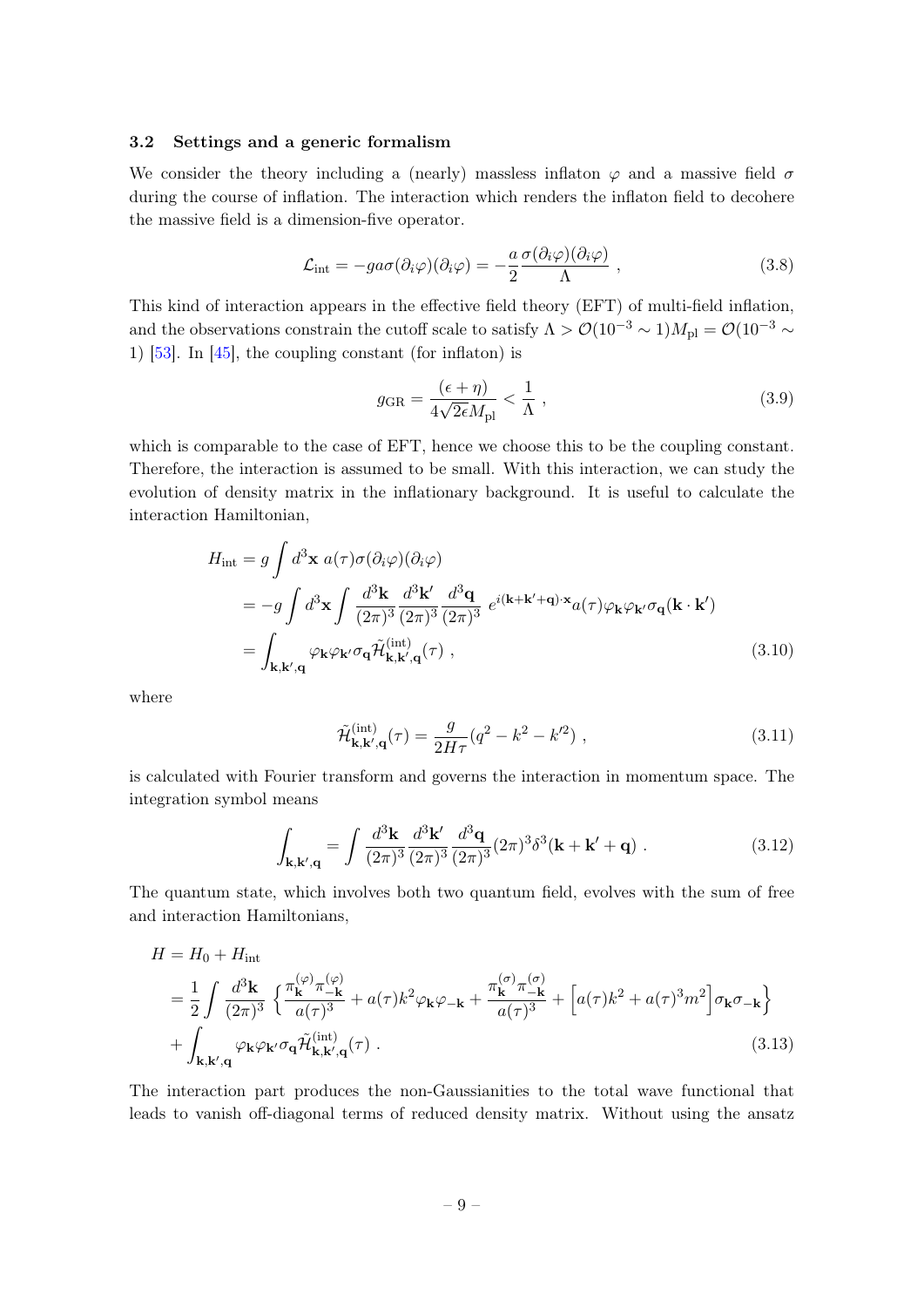### 3.2 Settings and a generic formalism

We consider the theory including a (nearly) massless inflaton $\varphi$ and a massive field $\sigma$ during the course of inflation. The interaction which renders the inflaton field to decohere the massive field is a dimension-five operator.

$$
\mathcal{L}_{\rm int} = -ga\sigma(\partial_i\varphi)(\partial_i\varphi) = -\frac{a}{2}\frac{\sigma(\partial_i\varphi)(\partial_i\varphi)}{\Lambda} \ , \tag{3.8}
$$

This kind of interaction appears in the effective field theory (EFT) of multi-field inflation, and the observations constrain the cutoff scale to satisfy $\Lambda > \mathcal{O}(10^{-3} \sim 1)M_{\rm pl} = \mathcal{O}(10^{-3} \sim 1)$ [53]. In [45], the coupling constant (for inflaton) is

$$
g_{\rm GR} = \frac{(\epsilon+\eta)}{4\sqrt{2\epsilon}M_{\rm pl}} < \frac{1}{\Lambda} \ , \tag{3.9}
$$

which is comparable to the case of EFT, hence we choose this to be the coupling constant. Therefore, the interaction is assumed to be small. With this interaction, we can study the evolution of density matrix in the inflationary background. It is useful to calculate the interaction Hamiltonian,

$$
\begin{aligned}
H_{\rm int} &= g\int d^3\mathbf{x}\ a(\tau)\sigma(\partial_i\varphi)(\partial_i\varphi) \\
&= -g\int d^3\mathbf{x}\int \frac{d^3\mathbf{k}}{(2\pi)^3}\frac{d^3\mathbf{k}'}{(2\pi)^3}\frac{d^3\mathbf{q}}{(2\pi)^3}\ e^{i(\mathbf{k}+\mathbf{k}'+\mathbf{q})\cdot\mathbf{x}}a(\tau)\varphi_{\mathbf{k}}\varphi_{\mathbf{k}'}\sigma_{\mathbf{q}}(\mathbf{k}\cdot\mathbf{k}') \\
&= \int_{\mathbf{k},\mathbf{k}',\mathbf{q}} \varphi_{\mathbf{k}}\varphi_{\mathbf{k}'}\sigma_{\mathbf{q}}\tilde{\mathcal{H}}^{(\rm int)}_{\mathbf{k},\mathbf{k}',\mathbf{q}}(\tau) \ ,
\end{aligned} \tag{3.10}
$$

where

$$
\tilde{\mathcal{H}}^{(\rm int)}_{\mathbf{k},\mathbf{k}',\mathbf{q}}(\tau) = \frac{g}{2H\tau}(q^2 - k^2 - k'^2) \ , \tag{3.11}
$$

is calculated with Fourier transform and governs the interaction in momentum space. The integration symbol means

$$
\int_{\mathbf{k},\mathbf{k}',\mathbf{q}} = \int \frac{d^3\mathbf{k}}{(2\pi)^3}\frac{d^3\mathbf{k}'}{(2\pi)^3}\frac{d^3\mathbf{q}}{(2\pi)^3}(2\pi)^3\delta^3(\mathbf{k}+\mathbf{k}'+\mathbf{q}) \ . \tag{3.12}
$$

The quantum state, which involves both two quantum field, evolves with the sum of free and interaction Hamiltonians,

$$
\begin{aligned}
H &= H_0 + H_{\rm int} \\
&= \frac{1}{2}\int \frac{d^3\mathbf{k}}{(2\pi)^3}\left\{\frac{\pi^{(\varphi)}_{\mathbf{k}}\pi^{(\varphi)}_{-\mathbf{k}}}{a(\tau)^3} + a(\tau)k^2\varphi_{\mathbf{k}}\varphi_{-\mathbf{k}} + \frac{\pi^{(\sigma)}_{\mathbf{k}}\pi^{(\sigma)}_{-\mathbf{k}}}{a(\tau)^3} + \Big[a(\tau)k^2 + a(\tau)^3m^2\Big]\sigma_{\mathbf{k}}\sigma_{-\mathbf{k}}\right\} \\
&\quad + \int_{\mathbf{k},\mathbf{k}',\mathbf{q}} \varphi_{\mathbf{k}}\varphi_{\mathbf{k}'}\sigma_{\mathbf{q}}\tilde{\mathcal{H}}^{(\rm int)}_{\mathbf{k},\mathbf{k}',\mathbf{q}}(\tau) \ .
\end{aligned} \tag{3.13}
$$

The interaction part produces the non-Gaussianities to the total wave functional that leads to vanish off-diagonal terms of reduced density matrix. Without using the ansatz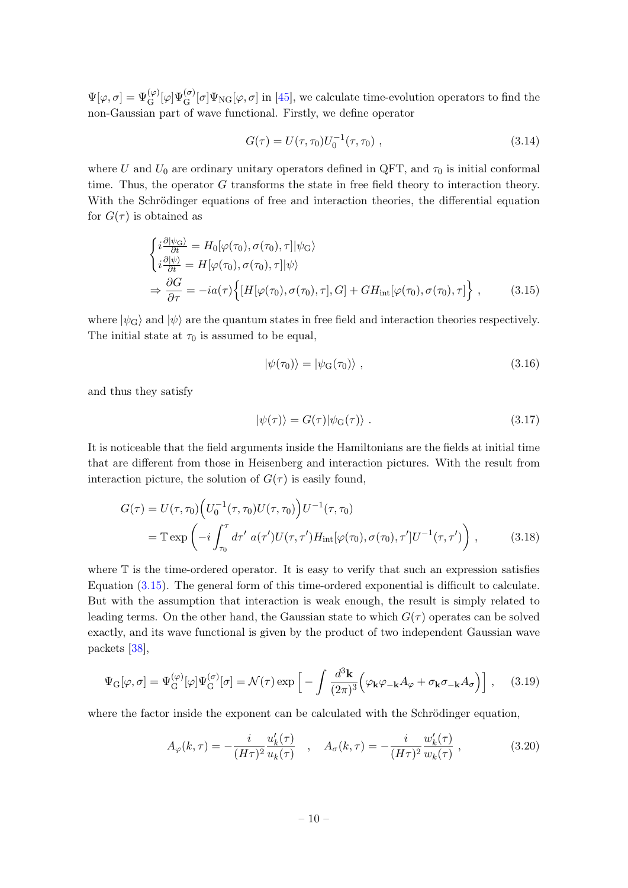$\Psi[\varphi, \sigma] = \Psi_{\rm G}^{(\varphi)}[\varphi]\Psi_{\rm G}^{(\sigma)}[\sigma]\Psi_{\rm NG}[\varphi, \sigma]$ in [45], we calculate time-evolution operators to find the non-Gaussian part of wave functional. Firstly, we define operator

$$
G(\tau) = U(\tau, \tau_0)U_0^{-1}(\tau, \tau_0) \ , \tag{3.14}
$$

where $U$ and $U_0$ are ordinary unitary operators defined in QFT, and $\tau_0$ is initial conformal time. Thus, the operator $G$ transforms the state in free field theory to interaction theory. With the Schrödinger equations of free and interaction theories, the differential equation for $G(\tau)$ is obtained as

$$
\begin{cases} i\frac{\partial|\psi_{\rm G}\rangle}{\partial t} = H_0[\varphi(\tau_0), \sigma(\tau_0), \tau]|\psi_{\rm G}\rangle \\ i\frac{\partial|\psi\rangle}{\partial t} = H[\varphi(\tau_0), \sigma(\tau_0), \tau]|\psi\rangle \end{cases}
$$
$$
\Rightarrow \frac{\partial G}{\partial \tau} = -ia(\tau)\Big\{[H[\varphi(\tau_0), \sigma(\tau_0), \tau], G] + GH_{\rm int}[\varphi(\tau_0), \sigma(\tau_0), \tau]\Big\} \ , \tag{3.15}
$$

where $|\psi_{\rm G}\rangle$ and $|\psi\rangle$ are the quantum states in free field and interaction theories respectively. The initial state at $\tau_0$ is assumed to be equal,

$$
|\psi(\tau_0)\rangle = |\psi_{\rm G}(\tau_0)\rangle \ , \tag{3.16}
$$

and thus they satisfy

$$
|\psi(\tau)\rangle = G(\tau)|\psi_{\rm G}(\tau)\rangle \ . \tag{3.17}
$$

It is noticeable that the field arguments inside the Hamiltonians are the fields at initial time that are different from those in Heisenberg and interaction pictures. With the result from interaction picture, the solution of $G(\tau)$ is easily found,

$$
\begin{aligned}
G(\tau) &= U(\tau, \tau_0)\Big(U_0^{-1}(\tau, \tau_0)U(\tau, \tau_0)\Big)U^{-1}(\tau, \tau_0) \\
&= \mathbb{T}\exp\left(-i\int_{\tau_0}^{\tau} d\tau' \ a(\tau')U(\tau, \tau')H_{\rm int}[\varphi(\tau_0), \sigma(\tau_0), \tau']U^{-1}(\tau, \tau')\right) \ ,
\end{aligned} \tag{3.18}
$$

where $\mathbb{T}$ is the time-ordered operator. It is easy to verify that such an expression satisfies Equation (3.15). The general form of this time-ordered exponential is difficult to calculate. But with the assumption that interaction is weak enough, the result is simply related to leading terms. On the other hand, the Gaussian state to which $G(\tau)$ operates can be solved exactly, and its wave functional is given by the product of two independent Gaussian wave packets [38],

$$
\Psi_{\rm G}[\varphi, \sigma] = \Psi_{\rm G}^{(\varphi)}[\varphi]\Psi_{\rm G}^{(\sigma)}[\sigma] = \mathcal{N}(\tau)\exp\Big[-\int \frac{d^3\mathbf{k}}{(2\pi)^3}\Big(\varphi_{\mathbf{k}}\varphi_{-\mathbf{k}}A_\varphi + \sigma_{\mathbf{k}}\sigma_{-\mathbf{k}}A_\sigma\Big)\Big] \ , \tag{3.19}
$$

where the factor inside the exponent can be calculated with the Schrödinger equation,

$$
A_\varphi(k, \tau) = -\frac{i}{(H\tau)^2}\frac{u_k'(\tau)}{u_k(\tau)} \quad , \quad A_\sigma(k, \tau) = -\frac{i}{(H\tau)^2}\frac{w_k'(\tau)}{w_k(\tau)} \ , \tag{3.20}
$$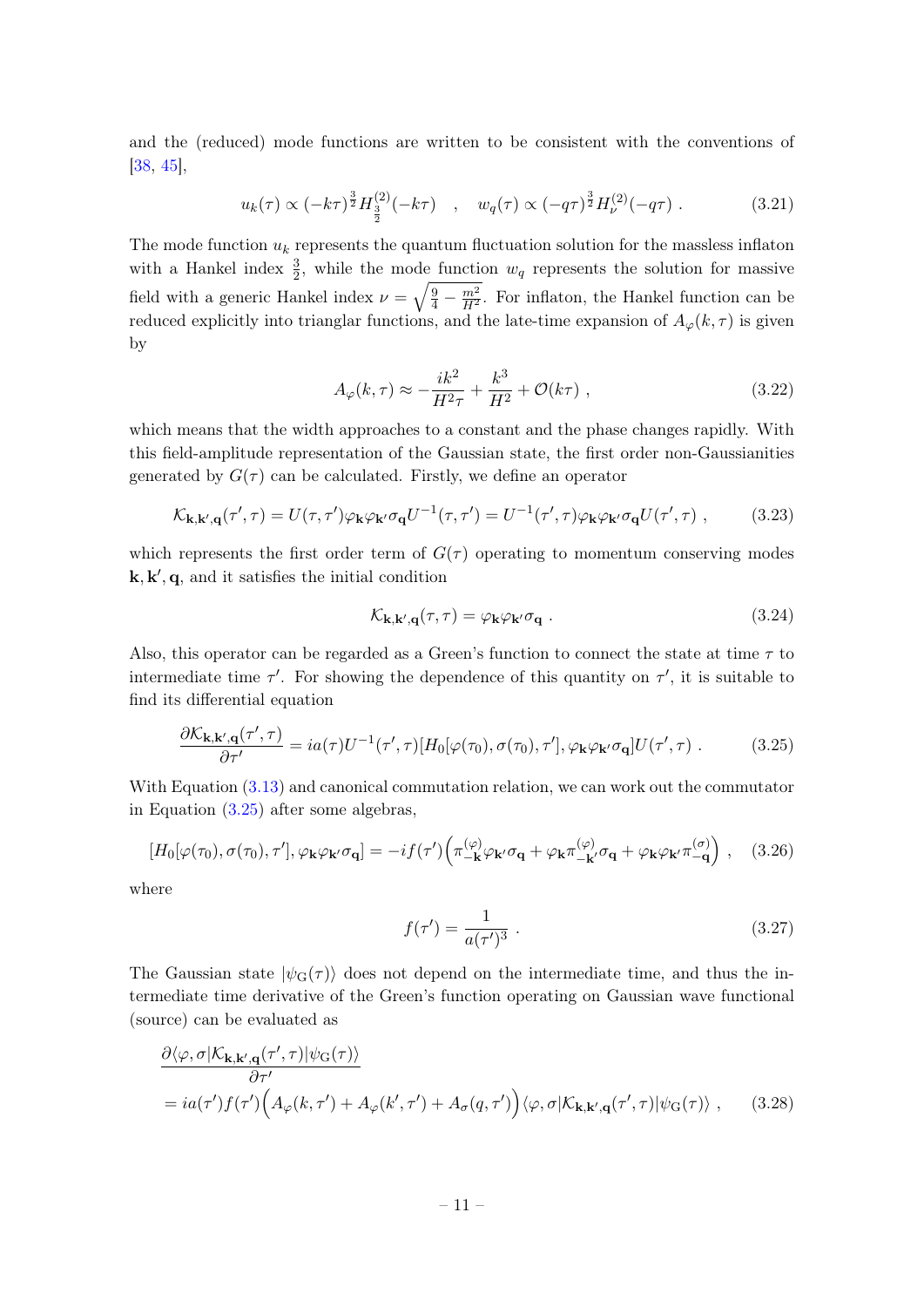and the (reduced) mode functions are written to be consistent with the conventions of [38, 45],

$$u_k(\tau) \propto (-k\tau)^{\frac{3}{2}} H^{(2)}_{\frac{3}{2}}(-k\tau) \quad , \quad w_q(\tau) \propto (-q\tau)^{\frac{3}{2}} H^{(2)}_{\nu}(-q\tau) \ . \tag{3.21}$$

The mode function $u_k$ represents the quantum fluctuation solution for the massless inflaton with a Hankel index $\frac{3}{2}$, while the mode function $w_q$ represents the solution for massive field with a generic Hankel index $\nu = \sqrt{\frac{9}{4} - \frac{m^2}{H^2}}$. For inflaton, the Hankel function can be reduced explicitly into trianglar functions, and the late-time expansion of $A_\varphi(k, \tau)$ is given by

$$A_\varphi(k, \tau) \approx -\frac{ik^2}{H^2\tau} + \frac{k^3}{H^2} + \mathcal{O}(k\tau) \ , \tag{3.22}$$

which means that the width approaches to a constant and the phase changes rapidly. With this field-amplitude representation of the Gaussian state, the first order non-Gaussianities generated by $G(\tau)$ can be calculated. Firstly, we define an operator

$$\mathcal{K}_{\mathbf{k},\mathbf{k}',\mathbf{q}}(\tau', \tau) = U(\tau, \tau')\varphi_{\mathbf{k}}\varphi_{\mathbf{k}'}\sigma_{\mathbf{q}}U^{-1}(\tau, \tau') = U^{-1}(\tau', \tau)\varphi_{\mathbf{k}}\varphi_{\mathbf{k}'}\sigma_{\mathbf{q}}U(\tau', \tau) \ , \tag{3.23}$$

which represents the first order term of $G(\tau)$ operating to momentum conserving modes $\mathbf{k}, \mathbf{k}', \mathbf{q}$, and it satisfies the initial condition

$$\mathcal{K}_{\mathbf{k},\mathbf{k}',\mathbf{q}}(\tau, \tau) = \varphi_{\mathbf{k}}\varphi_{\mathbf{k}'}\sigma_{\mathbf{q}} \ . \tag{3.24}$$

Also, this operator can be regarded as a Green's function to connect the state at time $\tau$ to intermediate time $\tau'$. For showing the dependence of this quantity on $\tau'$, it is suitable to find its differential equation

$$\frac{\partial \mathcal{K}_{\mathbf{k},\mathbf{k}',\mathbf{q}}(\tau', \tau)}{\partial \tau'} = ia(\tau)U^{-1}(\tau', \tau)[H_0[\varphi(\tau_0), \sigma(\tau_0), \tau'], \varphi_{\mathbf{k}}\varphi_{\mathbf{k}'}\sigma_{\mathbf{q}}]U(\tau', \tau) \ . \tag{3.25}$$

With Equation (3.13) and canonical commutation relation, we can work out the commutator in Equation (3.25) after some algebras,

$$[H_0[\varphi(\tau_0), \sigma(\tau_0), \tau'], \varphi_{\mathbf{k}}\varphi_{\mathbf{k}'}\sigma_{\mathbf{q}}] = -if(\tau')\Big(\pi^{(\varphi)}_{-\mathbf{k}}\varphi_{\mathbf{k}'}\sigma_{\mathbf{q}} + \varphi_{\mathbf{k}}\pi^{(\varphi)}_{-\mathbf{k}'}\sigma_{\mathbf{q}} + \varphi_{\mathbf{k}}\varphi_{\mathbf{k}'}\pi^{(\sigma)}_{-\mathbf{q}}\Big) \ , \tag{3.26}$$

where

$$f(\tau') = \frac{1}{a(\tau')^3} \ . \tag{3.27}$$

The Gaussian state $|\psi_{\rm G}(\tau)\rangle$ does not depend on the intermediate time, and thus the intermediate time derivative of the Green's function operating on Gaussian wave functional (source) can be evaluated as

$$\begin{aligned}
&\frac{\partial \langle \varphi, \sigma | \mathcal{K}_{\mathbf{k},\mathbf{k}',\mathbf{q}}(\tau', \tau) | \psi_{\rm G}(\tau)\rangle}{\partial \tau'} \\
&= ia(\tau')f(\tau')\Big(A_\varphi(k, \tau') + A_\varphi(k', \tau') + A_\sigma(q, \tau')\Big)\langle \varphi, \sigma | \mathcal{K}_{\mathbf{k},\mathbf{k}',\mathbf{q}}(\tau', \tau) | \psi_{\rm G}(\tau)\rangle \ ,
\end{aligned} \tag{3.28}$$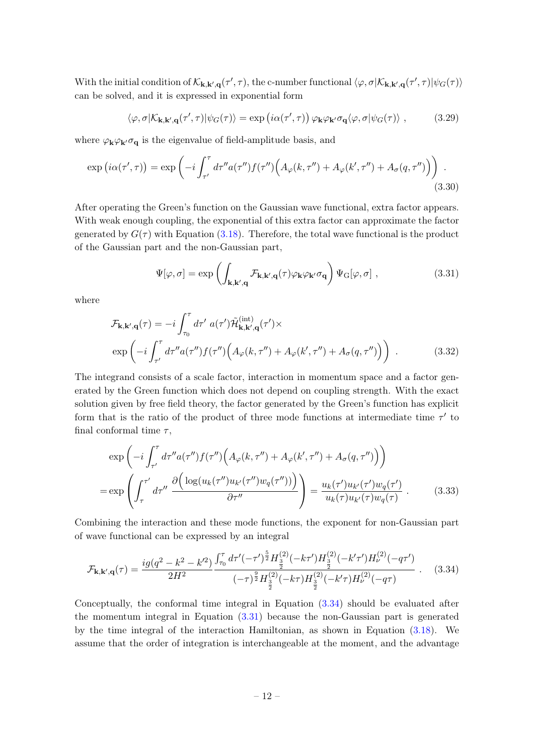With the initial condition of $\mathcal{K}_{\mathbf{k},\mathbf{k}',\mathbf{q}}(\tau',\tau)$, the c-number functional $\langle\varphi,\sigma|\mathcal{K}_{\mathbf{k},\mathbf{k}',\mathbf{q}}(\tau',\tau)|\psi_G(\tau)\rangle$ can be solved, and it is expressed in exponential form

$$
\langle\varphi,\sigma|\mathcal{K}_{\mathbf{k},\mathbf{k}',\mathbf{q}}(\tau',\tau)|\psi_G(\tau)\rangle = \exp\left(i\alpha(\tau',\tau)\right)\varphi_{\mathbf{k}}\varphi_{\mathbf{k}'}\sigma_{\mathbf{q}}\langle\varphi,\sigma|\psi_G(\tau)\rangle \,, \tag{3.29}
$$

where $\varphi_{\mathbf{k}}\varphi_{\mathbf{k}'}\sigma_{\mathbf{q}}$ is the eigenvalue of field-amplitude basis, and

$$
\exp\left(i\alpha(\tau',\tau)\right) = \exp\left(-i\int_{\tau'}^{\tau} d\tau'' a(\tau'')f(\tau'')\Big(A_\varphi(k,\tau'')+A_\varphi(k',\tau'')+A_\sigma(q,\tau'')\Big)\right) \,. \tag{3.30}
$$

After operating the Green's function on the Gaussian wave functional, extra factor appears. With weak enough coupling, the exponential of this extra factor can approximate the factor generated by $G(\tau)$ with Equation (3.18). Therefore, the total wave functional is the product of the Gaussian part and the non-Gaussian part,

$$
\Psi[\varphi,\sigma] = \exp\left(\int_{\mathbf{k},\mathbf{k}',\mathbf{q}} \mathcal{F}_{\mathbf{k},\mathbf{k}',\mathbf{q}}(\tau)\varphi_{\mathbf{k}}\varphi_{\mathbf{k}'}\sigma_{\mathbf{q}}\right)\Psi_{\mathrm{G}}[\varphi,\sigma] \,, \tag{3.31}
$$

where

$$
\begin{aligned}
&\mathcal{F}_{\mathbf{k},\mathbf{k}',\mathbf{q}}(\tau) = -i\int_{\tau_0}^{\tau} d\tau' \; a(\tau')\tilde{\mathcal{H}}^{(\mathrm{int})}_{\mathbf{k},\mathbf{k}',\mathbf{q}}(\tau')\times \\
&\exp\left(-i\int_{\tau'}^{\tau} d\tau'' a(\tau'')f(\tau'')\Big(A_\varphi(k,\tau'')+A_\varphi(k',\tau'')+A_\sigma(q,\tau'')\Big)\right) \,.
\end{aligned} \tag{3.32}
$$

The integrand consists of a scale factor, interaction in momentum space and a factor generated by the Green function which does not depend on coupling strength. With the exact solution given by free field theory, the factor generated by the Green's function has explicit form that is the ratio of the product of three mode functions at intermediate time $\tau'$ to final conformal time $\tau$,

$$
\begin{aligned}
&\exp\left(-i\int_{\tau'}^{\tau} d\tau'' a(\tau'')f(\tau'')\Big(A_\varphi(k,\tau'')+A_\varphi(k',\tau'')+A_\sigma(q,\tau'')\Big)\right) \\
=&\exp\left(\int_{\tau}^{\tau'} d\tau'' \; \frac{\partial\Big(\log(u_k(\tau'')u_{k'}(\tau'')w_q(\tau''))\Big)}{\partial\tau''}\right) = \frac{u_k(\tau')u_{k'}(\tau')w_q(\tau')}{u_k(\tau)u_{k'}(\tau)w_q(\tau)} \,.
\end{aligned} \tag{3.33}
$$

Combining the interaction and these mode functions, the exponent for non-Gaussian part of wave functional can be expressed by an integral

$$
\mathcal{F}_{\mathbf{k},\mathbf{k}',\mathbf{q}}(\tau) = \frac{ig(q^2-k^2-k'^2)}{2H^2}\frac{\int_{\tau_0}^{\tau} d\tau'(-\tau')^{\frac{5}{2}}H^{(2)}_{\frac{3}{2}}(-k\tau')H^{(2)}_{\frac{3}{2}}(-k'\tau')H^{(2)}_{\nu}(-q\tau')}{(-\tau)^{\frac{9}{2}}H^{(2)}_{\frac{3}{2}}(-k\tau)H^{(2)}_{\frac{3}{2}}(-k'\tau)H^{(2)}_{\nu}(-q\tau)} \,. \tag{3.34}
$$

Conceptually, the conformal time integral in Equation (3.34) should be evaluated after the momentum integral in Equation (3.31) because the non-Gaussian part is generated by the time integral of the interaction Hamiltonian, as shown in Equation (3.18). We assume that the order of integration is interchangeable at the moment, and the advantage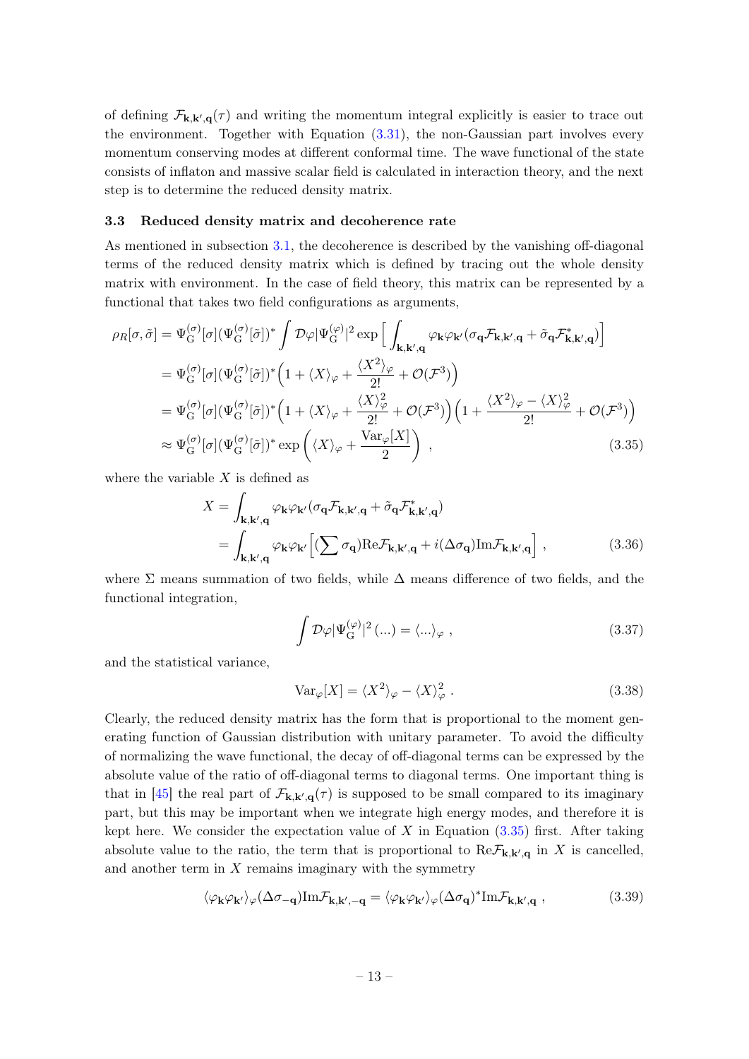of defining $\mathcal{F}_{\mathbf{k},\mathbf{k}',\mathbf{q}}(\tau)$ and writing the momentum integral explicitly is easier to trace out the environment. Together with Equation (3.31), the non-Gaussian part involves every momentum conserving modes at different conformal time. The wave functional of the state consists of inflaton and massive scalar field is calculated in interaction theory, and the next step is to determine the reduced density matrix.

### 3.3 Reduced density matrix and decoherence rate

As mentioned in subsection 3.1, the decoherence is described by the vanishing off-diagonal terms of the reduced density matrix which is defined by tracing out the whole density matrix with environment. In the case of field theory, this matrix can be represented by a functional that takes two field configurations as arguments,

$$
\begin{aligned}
\rho_R[\sigma,\tilde{\sigma}] &= \Psi_{\mathrm{G}}^{(\sigma)}[\sigma](\Psi_{\mathrm{G}}^{(\sigma)}[\tilde{\sigma}])^* \int \mathcal{D}\varphi |\Psi_{\mathrm{G}}^{(\varphi)}|^2 \exp\Big[\int_{\mathbf{k},\mathbf{k}',\mathbf{q}} \varphi_{\mathbf{k}}\varphi_{\mathbf{k}'}(\sigma_{\mathbf{q}}\mathcal{F}_{\mathbf{k},\mathbf{k}',\mathbf{q}} + \tilde{\sigma}_{\mathbf{q}}\mathcal{F}^*_{\mathbf{k},\mathbf{k}',\mathbf{q}})\Big] \\
&= \Psi_{\mathrm{G}}^{(\sigma)}[\sigma](\Psi_{\mathrm{G}}^{(\sigma)}[\tilde{\sigma}])^* \Big(1 + \langle X\rangle_\varphi + \frac{\langle X^2\rangle_\varphi}{2!} + \mathcal{O}(\mathcal{F}^3)\Big) \\
&= \Psi_{\mathrm{G}}^{(\sigma)}[\sigma](\Psi_{\mathrm{G}}^{(\sigma)}[\tilde{\sigma}])^* \Big(1 + \langle X\rangle_\varphi + \frac{\langle X\rangle_\varphi^2}{2!} + \mathcal{O}(\mathcal{F}^3)\Big)\Big(1 + \frac{\langle X^2\rangle_\varphi - \langle X\rangle_\varphi^2}{2!} + \mathcal{O}(\mathcal{F}^3)\Big) \\
&\approx \Psi_{\mathrm{G}}^{(\sigma)}[\sigma](\Psi_{\mathrm{G}}^{(\sigma)}[\tilde{\sigma}])^* \exp\left(\langle X\rangle_\varphi + \frac{\mathrm{Var}_\varphi[X]}{2}\right) ,
\end{aligned} \tag{3.35}
$$

where the variable $X$ is defined as

$$
\begin{aligned}
X &= \int_{\mathbf{k},\mathbf{k}',\mathbf{q}} \varphi_{\mathbf{k}}\varphi_{\mathbf{k}'}(\sigma_{\mathbf{q}}\mathcal{F}_{\mathbf{k},\mathbf{k}',\mathbf{q}} + \tilde{\sigma}_{\mathbf{q}}\mathcal{F}^*_{\mathbf{k},\mathbf{k}',\mathbf{q}}) \\
&= \int_{\mathbf{k},\mathbf{k}',\mathbf{q}} \varphi_{\mathbf{k}}\varphi_{\mathbf{k}'}\Big[(\sum \sigma_{\mathbf{q}})\mathrm{Re}\mathcal{F}_{\mathbf{k},\mathbf{k}',\mathbf{q}} + i(\Delta\sigma_{\mathbf{q}})\mathrm{Im}\mathcal{F}_{\mathbf{k},\mathbf{k}',\mathbf{q}}\Big] ,
\end{aligned} \tag{3.36}
$$

where $\Sigma$ means summation of two fields, while $\Delta$ means difference of two fields, and the functional integration,

$$
\int \mathcal{D}\varphi |\Psi_{\mathrm{G}}^{(\varphi)}|^2 (...) = \langle ...\rangle_\varphi , \tag{3.37}
$$

and the statistical variance,

$$
\mathrm{Var}_\varphi[X] = \langle X^2\rangle_\varphi - \langle X\rangle_\varphi^2 . \tag{3.38}
$$

Clearly, the reduced density matrix has the form that is proportional to the moment generating function of Gaussian distribution with unitary parameter. To avoid the difficulty of normalizing the wave functional, the decay of off-diagonal terms can be expressed by the absolute value of the ratio of off-diagonal terms to diagonal terms. One important thing is that in [45] the real part of $\mathcal{F}_{\mathbf{k},\mathbf{k}',\mathbf{q}}(\tau)$ is supposed to be small compared to its imaginary part, but this may be important when we integrate high energy modes, and therefore it is kept here. We consider the expectation value of $X$ in Equation (3.35) first. After taking absolute value to the ratio, the term that is proportional to $\mathrm{Re}\mathcal{F}_{\mathbf{k},\mathbf{k}',\mathbf{q}}$ in $X$ is cancelled, and another term in $X$ remains imaginary with the symmetry

$$
\langle\varphi_{\mathbf{k}}\varphi_{\mathbf{k}'}\rangle_\varphi(\Delta\sigma_{-\mathbf{q}})\mathrm{Im}\mathcal{F}_{\mathbf{k},\mathbf{k}',-\mathbf{q}} = \langle\varphi_{\mathbf{k}}\varphi_{\mathbf{k}'}\rangle_\varphi(\Delta\sigma_{\mathbf{q}})^*\mathrm{Im}\mathcal{F}_{\mathbf{k},\mathbf{k}',\mathbf{q}} , \tag{3.39}
$$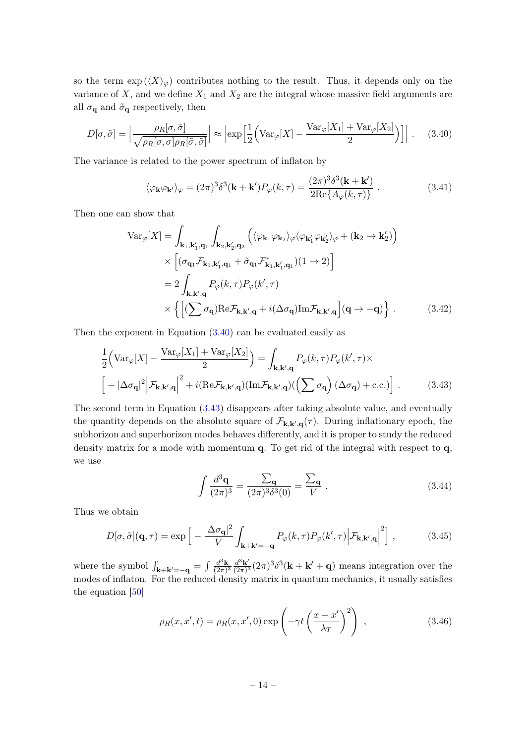so the term $\exp\left(\langle X\rangle_\varphi\right)$ contributes nothing to the result. Thus, it depends only on the variance of $X$, and we define $X_1$ and $X_2$ are the integral whose massive field arguments are all $\sigma_{\mathbf{q}}$ and $\tilde{\sigma}_{\mathbf{q}}$ respectively, then

$$
D[\sigma,\tilde{\sigma}] = \Big|\frac{\rho_R[\sigma,\tilde{\sigma}]}{\sqrt{\rho_R[\sigma,\sigma]\rho_R[\tilde{\sigma},\tilde{\sigma}]}}\Big| \approx \Big|\exp\Big[\frac{1}{2}\Big(\mathrm{Var}_\varphi[X] - \frac{\mathrm{Var}_\varphi[X_1]+\mathrm{Var}_\varphi[X_2]}{2}\Big)\Big]\Big| \; . \tag{3.40}
$$

The variance is related to the power spectrum of inflaton by

$$
\langle\varphi_{\mathbf{k}}\varphi_{\mathbf{k}'}\rangle_\varphi = (2\pi)^3\delta^3(\mathbf{k}+\mathbf{k}')P_\varphi(k,\tau) = \frac{(2\pi)^3\delta^3(\mathbf{k}+\mathbf{k}')}{2\mathrm{Re}\{A_\varphi(k,\tau)\}} \; . \tag{3.41}
$$

Then one can show that

$$
\begin{aligned}
\mathrm{Var}_\varphi[X] &= \int_{\mathbf{k}_1,\mathbf{k}_1',\mathbf{q}_1}\int_{\mathbf{k}_2,\mathbf{k}_2',\mathbf{q}_2}\Big(\langle\varphi_{\mathbf{k}_1}\varphi_{\mathbf{k}_2}\rangle_\varphi\langle\varphi_{\mathbf{k}_1'}\varphi_{\mathbf{k}_2'}\rangle_\varphi + (\mathbf{k}_2\to\mathbf{k}_2')\Big) \\
&\quad\times\Big[(\sigma_{\mathbf{q}_1}\mathcal{F}_{\mathbf{k}_1,\mathbf{k}_1',\mathbf{q}_1} + \tilde{\sigma}_{\mathbf{q}_1}\mathcal{F}^*_{\mathbf{k}_1,\mathbf{k}_1',\mathbf{q}_1})(1\to 2)\Big] \\
&= 2\int_{\mathbf{k},\mathbf{k}',\mathbf{q}} P_\varphi(k,\tau)P_\varphi(k',\tau) \\
&\quad\times\Big\{\Big[(\sum\sigma_{\mathbf{q}})\mathrm{Re}\mathcal{F}_{\mathbf{k},\mathbf{k}',\mathbf{q}} + i(\Delta\sigma_{\mathbf{q}})\mathrm{Im}\mathcal{F}_{\mathbf{k},\mathbf{k}',\mathbf{q}}\Big](\mathbf{q}\to-\mathbf{q})\Big\} \; .
\end{aligned} \tag{3.42}
$$

Then the exponent in Equation (3.40) can be evaluated easily as

$$
\begin{aligned}
&\frac{1}{2}\Big(\mathrm{Var}_\varphi[X] - \frac{\mathrm{Var}_\varphi[X_1]+\mathrm{Var}_\varphi[X_2]}{2}\Big) = \int_{\mathbf{k},\mathbf{k}',\mathbf{q}} P_\varphi(k,\tau)P_\varphi(k',\tau)\times \\
&\Big[-|\Delta\sigma_{\mathbf{q}}|^2\Big|\mathcal{F}_{\mathbf{k},\mathbf{k}',\mathbf{q}}\Big|^2 + i(\mathrm{Re}\mathcal{F}_{\mathbf{k},\mathbf{k}',\mathbf{q}})(\mathrm{Im}\mathcal{F}_{\mathbf{k},\mathbf{k}',\mathbf{q}})\big(\Big(\sum\sigma_{\mathbf{q}}\Big)(\Delta\sigma_{\mathbf{q}}) + \mathrm{c.c.}\big)\Big] \; .
\end{aligned} \tag{3.43}
$$

The second term in Equation (3.43) disappears after taking absolute value, and eventually the quantity depends on the absolute square of $\mathcal{F}_{\mathbf{k},\mathbf{k}',\mathbf{q}}(\tau)$. During inflationary epoch, the subhorizon and superhorizon modes behaves differently, and it is proper to study the reduced density matrix for a mode with momentum $\mathbf{q}$. To get rid of the integral with respect to $\mathbf{q}$, we use

$$
\int\frac{d^3\mathbf{q}}{(2\pi)^3} = \frac{\sum_{\mathbf{q}}}{(2\pi)^3\delta^3(0)} = \frac{\sum_{\mathbf{q}}}{V} \; . \tag{3.44}
$$

Thus we obtain

$$
D[\sigma,\tilde{\sigma}](\mathbf{q},\tau) = \exp\Big[-\frac{|\Delta\sigma_{\mathbf{q}}|^2}{V}\int_{\mathbf{k}+\mathbf{k}'=-\mathbf{q}} P_\varphi(k,\tau)P_\varphi(k',\tau)\Big|\mathcal{F}_{\mathbf{k},\mathbf{k}',\mathbf{q}}\Big|^2\Big] \; , \tag{3.45}
$$

where the symbol $\int_{\mathbf{k}+\mathbf{k}'=-\mathbf{q}} = \int\frac{d^3\mathbf{k}}{(2\pi)^3}\frac{d^3\mathbf{k}'}{(2\pi)^3}(2\pi)^3\delta^3(\mathbf{k}+\mathbf{k}'+\mathbf{q})$ means integration over the modes of inflaton. For the reduced density matrix in quantum mechanics, it usually satisfies the equation [50]

$$
\rho_R(x,x',t) = \rho_R(x,x',0)\exp\left(-\gamma t\left(\frac{x-x'}{\lambda_T}\right)^2\right) \; , \tag{3.46}
$$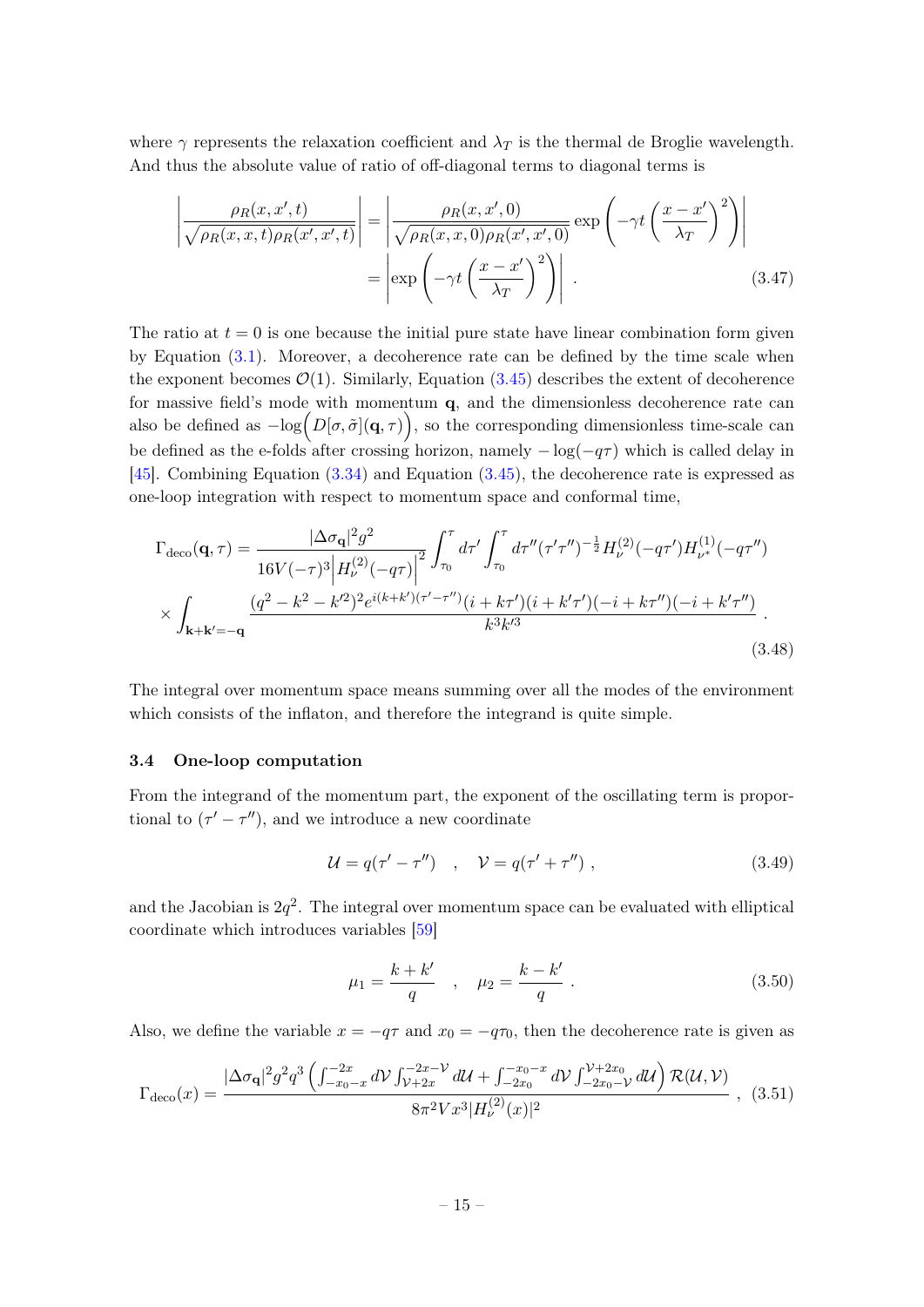where $\gamma$ represents the relaxation coefficient and $\lambda_T$ is the thermal de Broglie wavelength. And thus the absolute value of ratio of off-diagonal terms to diagonal terms is

$$
\begin{aligned}
\left|\frac{\rho_R(x,x',t)}{\sqrt{\rho_R(x,x,t)\rho_R(x',x',t)}}\right| &= \left|\frac{\rho_R(x,x',0)}{\sqrt{\rho_R(x,x,0)\rho_R(x',x',0)}}\exp\left(-\gamma t\left(\frac{x-x'}{\lambda_T}\right)^2\right)\right| \\
&= \left|\exp\left(-\gamma t\left(\frac{x-x'}{\lambda_T}\right)^2\right)\right| \ . \qquad (3.47)
\end{aligned}
$$

The ratio at $t=0$ is one because the initial pure state have linear combination form given by Equation (3.1). Moreover, a decoherence rate can be defined by the time scale when the exponent becomes $\mathcal{O}(1)$. Similarly, Equation (3.45) describes the extent of decoherence for massive field's mode with momentum $\mathbf{q}$, and the dimensionless decoherence rate can also be defined as $-\log\Big(D[\sigma,\tilde{\sigma}](\mathbf{q},\tau)\Big)$, so the corresponding dimensionless time-scale can be defined as the e-folds after crossing horizon, namely $-\log(-q\tau)$ which is called delay in [45]. Combining Equation (3.34) and Equation (3.45), the decoherence rate is expressed as one-loop integration with respect to momentum space and conformal time,

$$
\begin{aligned}
\Gamma_{\rm deco}(\mathbf{q},\tau) = &\frac{|\Delta\sigma_{\mathbf{q}}|^2 g^2}{16V(-\tau)^3\left|H_\nu^{(2)}(-q\tau)\right|^2}\int_{\tau_0}^{\tau}d\tau'\int_{\tau_0}^{\tau}d\tau''(\tau'\tau'')^{-\frac{1}{2}}H_\nu^{(2)}(-q\tau')H_{\nu^*}^{(1)}(-q\tau'') \\
&\times\int_{\mathbf{k}+\mathbf{k}'=-\mathbf{q}}\frac{(q^2-k^2-k'^2)^2e^{i(k+k')(\tau'-\tau'')}(i+k\tau')(i+k'\tau')(-i+k\tau'')(-i+k'\tau'')}{k^3k'^3} \ . \qquad (3.48)
\end{aligned}
$$

The integral over momentum space means summing over all the modes of the environment which consists of the inflaton, and therefore the integrand is quite simple.

### 3.4 One-loop computation

From the integrand of the momentum part, the exponent of the oscillating term is proportional to $(\tau'-\tau'')$, and we introduce a new coordinate

$$
\mathcal{U} = q(\tau'-\tau'') \quad , \quad \mathcal{V} = q(\tau'+\tau'') \ , \qquad (3.49)
$$

and the Jacobian is $2q^2$. The integral over momentum space can be evaluated with elliptical coordinate which introduces variables [59]

$$
\mu_1 = \frac{k+k'}{q} \quad , \quad \mu_2 = \frac{k-k'}{q} \ . \qquad (3.50)
$$

Also, we define the variable $x=-q\tau$ and $x_0=-q\tau_0$, then the decoherence rate is given as

$$
\Gamma_{\rm deco}(x) = \frac{|\Delta\sigma_{\mathbf{q}}|^2g^2q^3\left(\int_{-x_0-x}^{-2x}d\mathcal{V}\int_{\mathcal{V}+2x}^{-2x-\mathcal{V}}d\mathcal{U}+\int_{-2x_0}^{-x_0-x}d\mathcal{V}\int_{-2x_0-\mathcal{V}}^{\mathcal{V}+2x_0}d\mathcal{U}\right)\mathcal{R}(\mathcal{U},\mathcal{V})}{8\pi^2Vx^3|H_\nu^{(2)}(x)|^2} \ , \qquad (3.51)
$$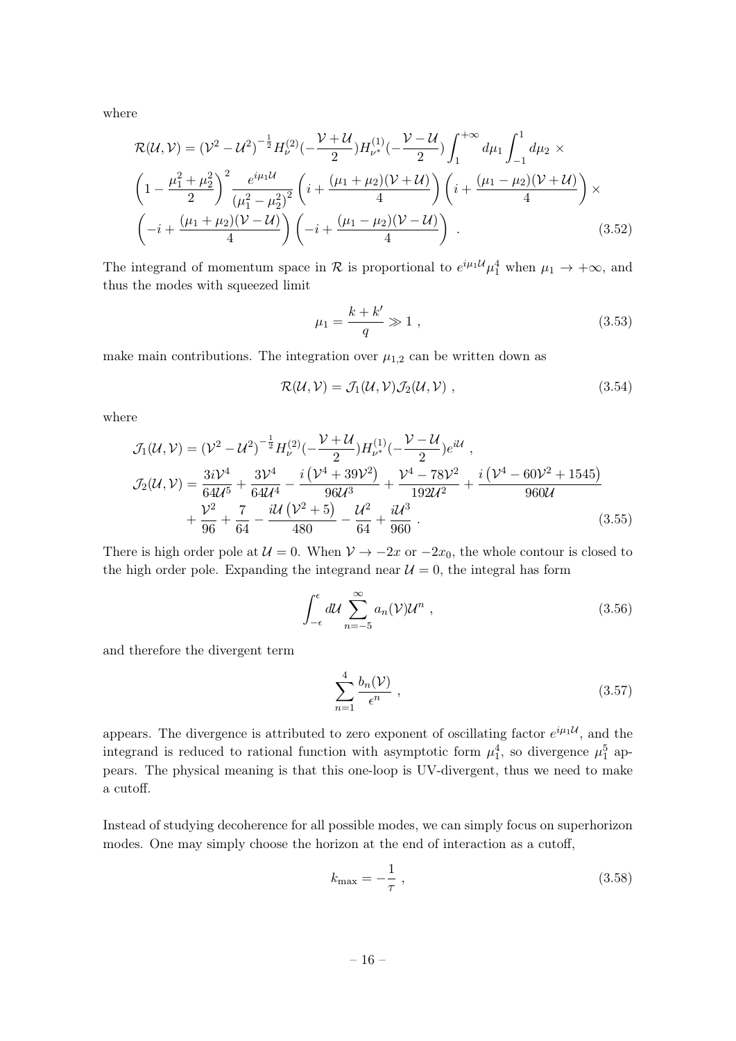where

$$
\begin{aligned}
\mathcal{R}(\mathcal{U},\mathcal{V}) = & (\mathcal{V}^2-\mathcal{U}^2)^{-\frac{1}{2}} H_{\nu}^{(2)}(-\frac{\mathcal{V}+\mathcal{U}}{2}) H_{\nu^*}^{(1)}(-\frac{\mathcal{V}-\mathcal{U}}{2}) \int_1^{+\infty} d\mu_1 \int_{-1}^{1} d\mu_2 \, \times \\
& \left(1-\frac{\mu_1^2+\mu_2^2}{2}\right)^2 \frac{e^{i\mu_1\mathcal{U}}}{\left(\mu_1^2-\mu_2^2\right)^2} \left(i+\frac{(\mu_1+\mu_2)(\mathcal{V}+\mathcal{U})}{4}\right)\left(i+\frac{(\mu_1-\mu_2)(\mathcal{V}+\mathcal{U})}{4}\right) \times \\
& \left(-i+\frac{(\mu_1+\mu_2)(\mathcal{V}-\mathcal{U})}{4}\right)\left(-i+\frac{(\mu_1-\mu_2)(\mathcal{V}-\mathcal{U})}{4}\right) \, . \qquad (3.52)
\end{aligned}
$$

The integrand of momentum space in $\mathcal{R}$ is proportional to $e^{i\mu_1\mathcal{U}}\mu_1^4$ when $\mu_1 \to +\infty$, and thus the modes with squeezed limit

$$
\mu_1 = \frac{k+k'}{q} \gg 1 \, , \qquad (3.53)
$$

make main contributions. The integration over $\mu_{1,2}$ can be written down as

$$
\mathcal{R}(\mathcal{U},\mathcal{V}) = \mathcal{J}_1(\mathcal{U},\mathcal{V})\mathcal{J}_2(\mathcal{U},\mathcal{V}) \, , \qquad (3.54)
$$

where

$$
\begin{aligned}
\mathcal{J}_1(\mathcal{U},\mathcal{V}) &= (\mathcal{V}^2-\mathcal{U}^2)^{-\frac{1}{2}} H_{\nu}^{(2)}(-\frac{\mathcal{V}+\mathcal{U}}{2}) H_{\nu^*}^{(1)}(-\frac{\mathcal{V}-\mathcal{U}}{2}) e^{i\mathcal{U}} \, , \\
\mathcal{J}_2(\mathcal{U},\mathcal{V}) &= \frac{3i\mathcal{V}^4}{64\mathcal{U}^5} + \frac{3\mathcal{V}^4}{64\mathcal{U}^4} - \frac{i\left(\mathcal{V}^4+39\mathcal{V}^2\right)}{96\mathcal{U}^3} + \frac{\mathcal{V}^4-78\mathcal{V}^2}{192\mathcal{U}^2} + \frac{i\left(\mathcal{V}^4-60\mathcal{V}^2+1545\right)}{960\mathcal{U}} \\
&\quad + \frac{\mathcal{V}^2}{96} + \frac{7}{64} - \frac{i\mathcal{U}\left(\mathcal{V}^2+5\right)}{480} - \frac{\mathcal{U}^2}{64} + \frac{i\mathcal{U}^3}{960} \, . \qquad (3.55)
\end{aligned}
$$

There is high order pole at $\mathcal{U}=0$. When $\mathcal{V} \to -2x$ or $-2x_0$, the whole contour is closed to the high order pole. Expanding the integrand near $\mathcal{U}=0$, the integral has form

$$
\int_{-\epsilon}^{\epsilon} d\mathcal{U} \sum_{n=-5}^{\infty} a_n(\mathcal{V})\mathcal{U}^n \, , \qquad (3.56)
$$

and therefore the divergent term

$$
\sum_{n=1}^{4} \frac{b_n(\mathcal{V})}{\epsilon^n} \, , \qquad (3.57)
$$

appears. The divergence is attributed to zero exponent of oscillating factor $e^{i\mu_1\mathcal{U}}$, and the integrand is reduced to rational function with asymptotic form $\mu_1^4$, so divergence $\mu_1^5$ appears. The physical meaning is that this one-loop is UV-divergent, thus we need to make a cutoff.

Instead of studying decoherence for all possible modes, we can simply focus on superhorizon modes. One may simply choose the horizon at the end of interaction as a cutoff,

$$
k_{\max} = -\frac{1}{\tau} \, , \qquad (3.58)
$$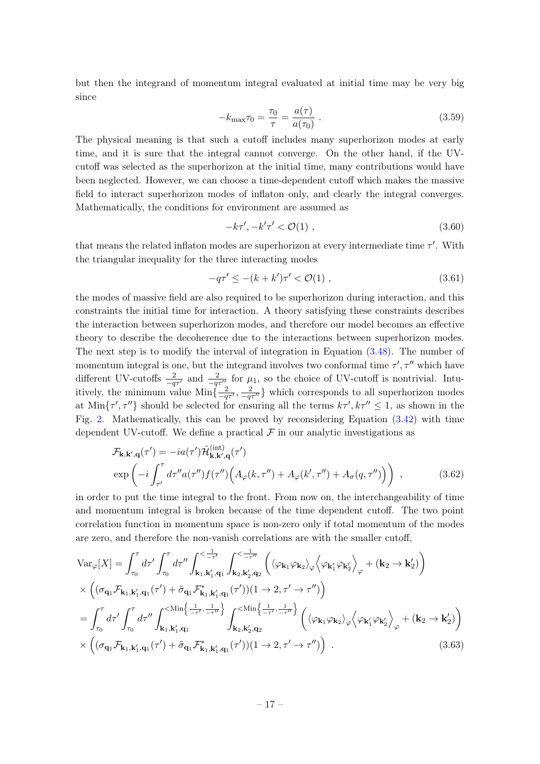but then the integrand of momentum integral evaluated at initial time may be very big since

$$-k_{\max}\tau_0 = \frac{\tau_0}{\tau} = \frac{a(\tau)}{a(\tau_0)} \ . \tag{3.59}$$

The physical meaning is that such a cutoff includes many superhorizon modes at early time, and it is sure that the integral cannot converge. On the other hand, if the UV-cutoff was selected as the superhorizon at the initial time, many contributions would have been neglected. However, we can choose a time-dependent cutoff which makes the massive field to interact superhorizon modes of inflaton only, and clearly the integral converges. Mathematically, the conditions for environment are assumed as

$$-k\tau', -k'\tau' < \mathcal{O}(1) \ , \tag{3.60}$$

that means the related inflaton modes are superhorizon at every intermediate time $\tau'$. With the triangular inequality for the three interacting modes

$$-q\tau' \leq -(k+k')\tau' < \mathcal{O}(1) \ , \tag{3.61}$$

the modes of massive field are also required to be superhorizon during interaction, and this constraints the initial time for interaction. A theory satisfying these constraints describes the interaction between superhorizon modes, and therefore our model becomes an effective theory to describe the decoherence due to the interactions between superhorizon modes. The next step is to modify the interval of integration in Equation (3.48). The number of momentum integral is one, but the integrand involves two conformal time $\tau', \tau''$ which have different UV-cutoffs $\frac{2}{-q\tau'}$ and $\frac{2}{-q\tau''}$ for $\mu_1$, so the choice of UV-cutoff is nontrivial. Intuitively, the minimum value $\mathrm{Min}\{\frac{2}{-q\tau'}, \frac{2}{-q\tau''}\}$ which corresponds to all superhorizon modes at $\mathrm{Min}\{\tau', \tau''\}$ should be selected for ensuring all the terms $k\tau', k\tau'' \leq 1$, as shown in the Fig. 2. Mathematically, this can be proved by reconsidering Equation (3.42) with time dependent UV-cutoff. We define a practical $\mathcal{F}$ in our analytic investigations as

$$\begin{aligned}
&\mathcal{F}_{\mathbf{k},\mathbf{k}',\mathbf{q}}(\tau') = -ia(\tau')\tilde{\mathcal{H}}^{(\mathrm{int})}_{\mathbf{k},\mathbf{k}',\mathbf{q}}(\tau') \\
&\exp\left(-i\int_{\tau'}^{\tau} d\tau'' a(\tau'')f(\tau'')\Big(A_\varphi(k,\tau'') + A_\varphi(k',\tau'') + A_\sigma(q,\tau'')\Big)\right) \ ,
\end{aligned} \tag{3.62}$$

in order to put the time integral to the front. From now on, the interchangeability of time and momentum integral is broken because of the time dependent cutoff. The two point correlation function in momentum space is non-zero only if total momentum of the modes are zero, and therefore the non-vanish correlations are with the smaller cutoff,

$$\begin{aligned}
\mathrm{Var}_\varphi[X] &= \int_{\tau_0}^{\tau} d\tau' \int_{\tau_0}^{\tau} d\tau'' \int_{\mathbf{k}_1,\mathbf{k}_1',\mathbf{q}_1}^{<\frac{1}{-\tau'}} \int_{\mathbf{k}_2,\mathbf{k}_2',\mathbf{q}_2}^{<\frac{1}{-\tau''}} \left( \langle\varphi_{\mathbf{k}_1}\varphi_{\mathbf{k}_2}\rangle_\varphi \left\langle\varphi_{\mathbf{k}_1'}\varphi_{\mathbf{k}_2'}\right\rangle_\varphi + (\mathbf{k}_2 \to \mathbf{k}_2') \right) \\
&\times \left( (\sigma_{\mathbf{q}_1}\mathcal{F}_{\mathbf{k}_1,\mathbf{k}_1',\mathbf{q}_1}(\tau') + \tilde{\sigma}_{\mathbf{q}_1}\mathcal{F}^*_{\mathbf{k}_1,\mathbf{k}_1',\mathbf{q}_1}(\tau'))(1 \to 2, \tau' \to \tau'') \right) \\
&= \int_{\tau_0}^{\tau} d\tau' \int_{\tau_0}^{\tau} d\tau'' \int_{\mathbf{k}_1,\mathbf{k}_1',\mathbf{q}_1}^{<\mathrm{Min}\left\{\frac{1}{-\tau'},\frac{1}{-\tau''}\right\}} \int_{\mathbf{k}_2,\mathbf{k}_2',\mathbf{q}_2}^{<\mathrm{Min}\left\{\frac{1}{-\tau'},\frac{1}{-\tau''}\right\}} \left( \langle\varphi_{\mathbf{k}_1}\varphi_{\mathbf{k}_2}\rangle_\varphi \left\langle\varphi_{\mathbf{k}_1'}\varphi_{\mathbf{k}_2'}\right\rangle_\varphi + (\mathbf{k}_2 \to \mathbf{k}_2') \right) \\
&\times \left( (\sigma_{\mathbf{q}_1}\mathcal{F}_{\mathbf{k}_1,\mathbf{k}_1',\mathbf{q}_1}(\tau') + \tilde{\sigma}_{\mathbf{q}_1}\mathcal{F}^*_{\mathbf{k}_1,\mathbf{k}_1',\mathbf{q}_1}(\tau'))(1 \to 2, \tau' \to \tau'') \right) \ .
\end{aligned} \tag{3.63}$$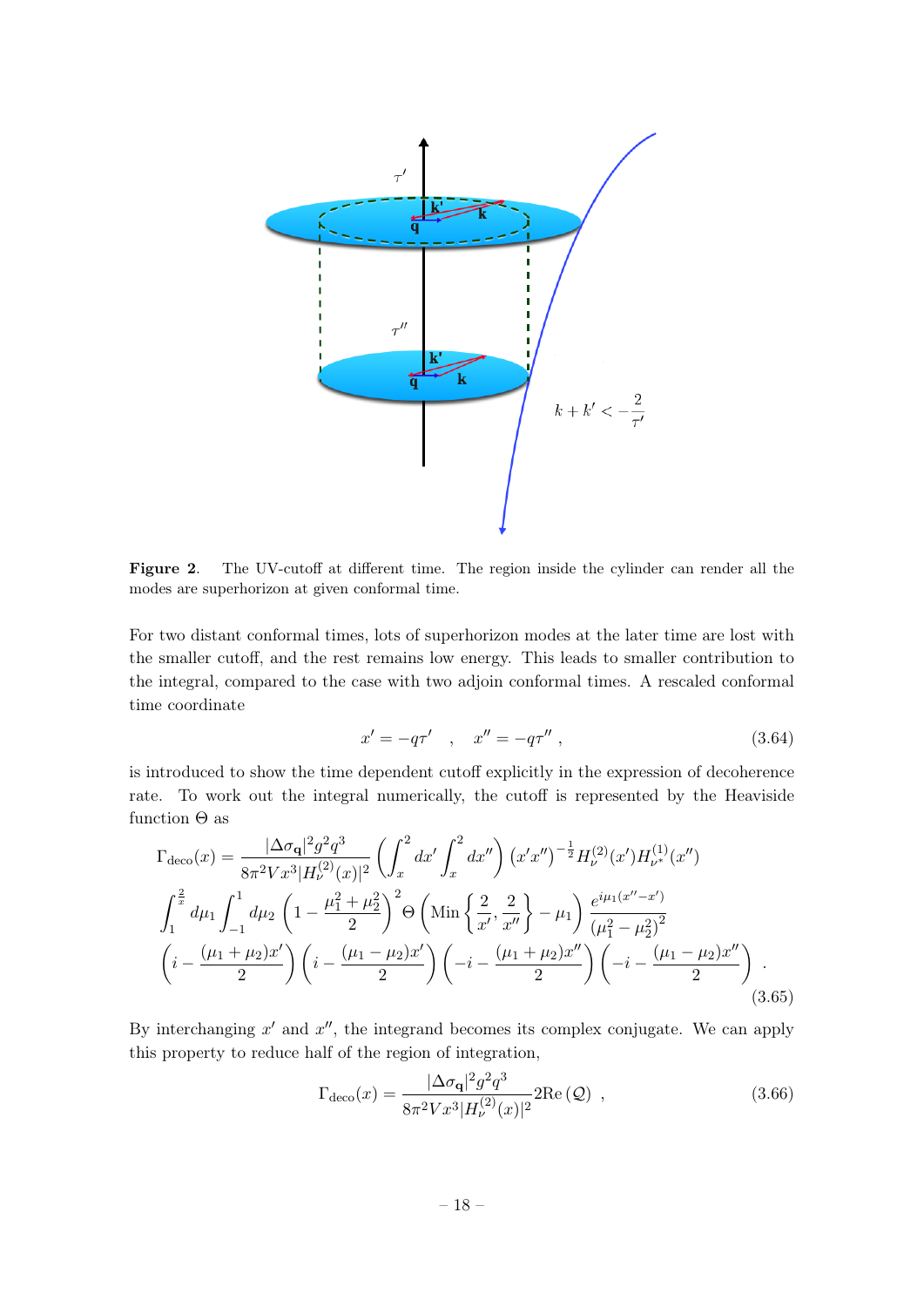**Figure 2**. The UV-cutoff at different time. The region inside the cylinder can render all the modes are superhorizon at given conformal time.

For two distant conformal times, lots of superhorizon modes at the later time are lost with the smaller cutoff, and the rest remains low energy. This leads to smaller contribution to the integral, compared to the case with two adjoin conformal times. A rescaled conformal time coordinate

$$x' = -q\tau' \quad , \quad x'' = -q\tau'' \, , \tag{3.64}$$

is introduced to show the time dependent cutoff explicitly in the expression of decoherence rate. To work out the integral numerically, the cutoff is represented by the Heaviside function $\Theta$ as

$$\begin{aligned}
\Gamma_{\rm deco}(x) = \; & \frac{|\Delta\sigma_{\mathbf{q}}|^2 g^2 q^3}{8\pi^2 V x^3 |H_\nu^{(2)}(x)|^2} \left( \int_x^2 dx' \int_x^2 dx'' \right) (x'x'')^{-\frac{1}{2}} H_\nu^{(2)}(x') H_{\nu^*}^{(1)}(x'') \\
& \int_1^{\frac{2}{x}} d\mu_1 \int_{-1}^{1} d\mu_2 \left(1 - \frac{\mu_1^2 + \mu_2^2}{2}\right)^2 \Theta\left(\text{Min}\left\{\frac{2}{x'}, \frac{2}{x''}\right\} - \mu_1\right) \frac{e^{i\mu_1(x''-x')}}{(\mu_1^2 - \mu_2^2)^2} \\
& \left(i - \frac{(\mu_1+\mu_2)x'}{2}\right)\left(i - \frac{(\mu_1-\mu_2)x'}{2}\right)\left(-i - \frac{(\mu_1+\mu_2)x''}{2}\right)\left(-i - \frac{(\mu_1-\mu_2)x''}{2}\right) \, .
\end{aligned} \tag{3.65}$$

By interchanging $x'$ and $x''$, the integrand becomes its complex conjugate. We can apply this property to reduce half of the region of integration,

$$\Gamma_{\rm deco}(x) = \frac{|\Delta\sigma_{\mathbf{q}}|^2 g^2 q^3}{8\pi^2 V x^3 |H_\nu^{(2)}(x)|^2} 2\text{Re}\left(\mathcal{Q}\right) \, , \tag{3.66}$$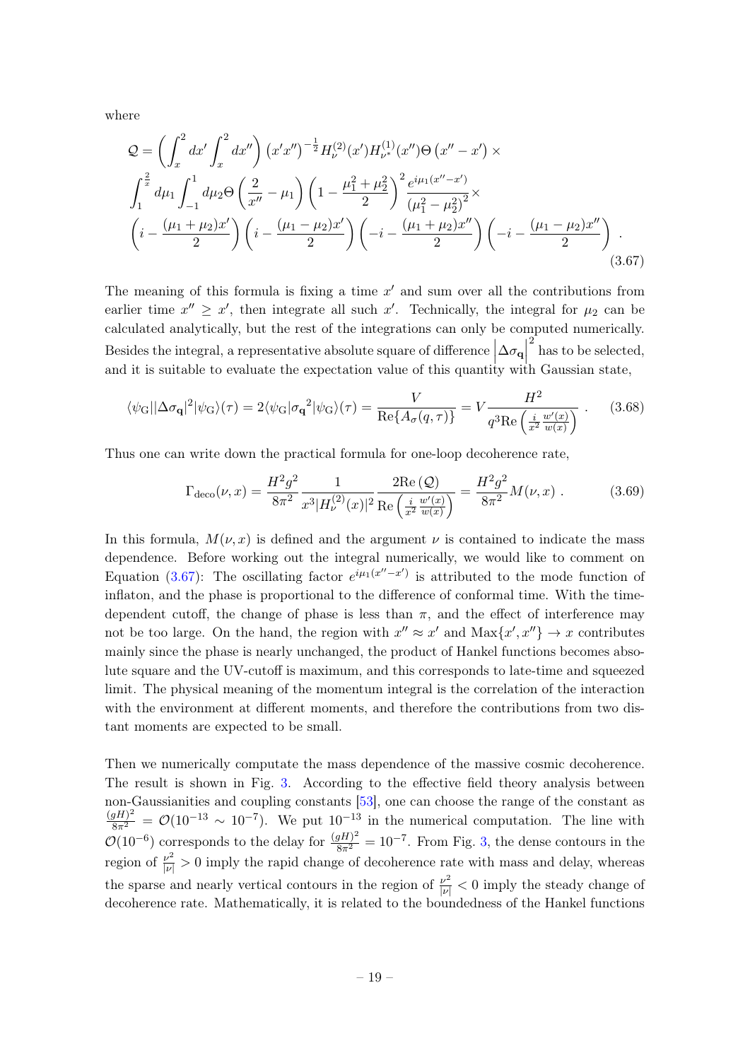where

$$
\begin{aligned}
\mathcal{Q} = &\left(\int_x^2 dx' \int_x^2 dx''\right) \left(x'x''\right)^{-\frac{1}{2}} H_\nu^{(2)}(x') H_{\nu^*}^{(1)}(x'') \Theta\left(x''-x'\right) \times \\
&\int_1^{\frac{2}{x}} d\mu_1 \int_{-1}^{1} d\mu_2 \Theta\left(\frac{2}{x''}-\mu_1\right) \left(1-\frac{\mu_1^2+\mu_2^2}{2}\right)^2 \frac{e^{i\mu_1(x''-x')}}{\left(\mu_1^2-\mu_2^2\right)^2} \times \\
&\left(i-\frac{(\mu_1+\mu_2)x'}{2}\right)\left(i-\frac{(\mu_1-\mu_2)x'}{2}\right)\left(-i-\frac{(\mu_1+\mu_2)x''}{2}\right)\left(-i-\frac{(\mu_1-\mu_2)x''}{2}\right) .
\end{aligned}
\tag{3.67}
$$

The meaning of this formula is fixing a time $x'$ and sum over all the contributions from earlier time $x'' \geq x'$, then integrate all such $x'$. Technically, the integral for $\mu_2$ can be calculated analytically, but the rest of the integrations can only be computed numerically. Besides the integral, a representative absolute square of difference $\left|\Delta\sigma_{\mathbf{q}}\right|^2$ has to be selected, and it is suitable to evaluate the expectation value of this quantity with Gaussian state,

$$
\langle\psi_{\rm G}||\Delta\sigma_{\mathbf{q}}|^2|\psi_{\rm G}\rangle(\tau) = 2\langle\psi_{\rm G}|\sigma_{\mathbf{q}}{}^2|\psi_{\rm G}\rangle(\tau) = \frac{V}{\mathrm{Re}\{A_\sigma(q,\tau)\}} = V\frac{H^2}{q^3 \mathrm{Re}\left(\frac{i}{x^2}\frac{w'(x)}{w(x)}\right)} . \tag{3.68}
$$

Thus one can write down the practical formula for one-loop decoherence rate,

$$
\Gamma_{\rm deco}(\nu, x) = \frac{H^2 g^2}{8\pi^2}\frac{1}{x^3 |H_\nu^{(2)}(x)|^2}\frac{2\mathrm{Re}\left(\mathcal{Q}\right)}{\mathrm{Re}\left(\frac{i}{x^2}\frac{w'(x)}{w(x)}\right)} = \frac{H^2 g^2}{8\pi^2} M(\nu, x) . \tag{3.69}
$$

In this formula, $M(\nu, x)$ is defined and the argument $\nu$ is contained to indicate the mass dependence. Before working out the integral numerically, we would like to comment on Equation (3.67): The oscillating factor $e^{i\mu_1(x''-x')}$ is attributed to the mode function of inflaton, and the phase is proportional to the difference of conformal time. With the time-dependent cutoff, the change of phase is less than $\pi$, and the effect of interference may not be too large. On the hand, the region with $x'' \approx x'$ and $\mathrm{Max}\{x', x''\} \to x$ contributes mainly since the phase is nearly unchanged, the product of Hankel functions becomes absolute square and the UV-cutoff is maximum, and this corresponds to late-time and squeezed limit. The physical meaning of the momentum integral is the correlation of the interaction with the environment at different moments, and therefore the contributions from two distant moments are expected to be small.

Then we numerically computate the mass dependence of the massive cosmic decoherence. The result is shown in Fig. 3. According to the effective field theory analysis between non-Gaussianities and coupling constants [53], one can choose the range of the constant as $\frac{(gH)^2}{8\pi^2} = \mathcal{O}(10^{-13} \sim 10^{-7})$. We put $10^{-13}$ in the numerical computation. The line with $\mathcal{O}(10^{-6})$ corresponds to the delay for $\frac{(gH)^2}{8\pi^2} = 10^{-7}$. From Fig. 3, the dense contours in the region of $\frac{\nu^2}{|\nu|} > 0$ imply the rapid change of decoherence rate with mass and delay, whereas the sparse and nearly vertical contours in the region of $\frac{\nu^2}{|\nu|} < 0$ imply the steady change of decoherence rate. Mathematically, it is related to the boundedness of the Hankel functions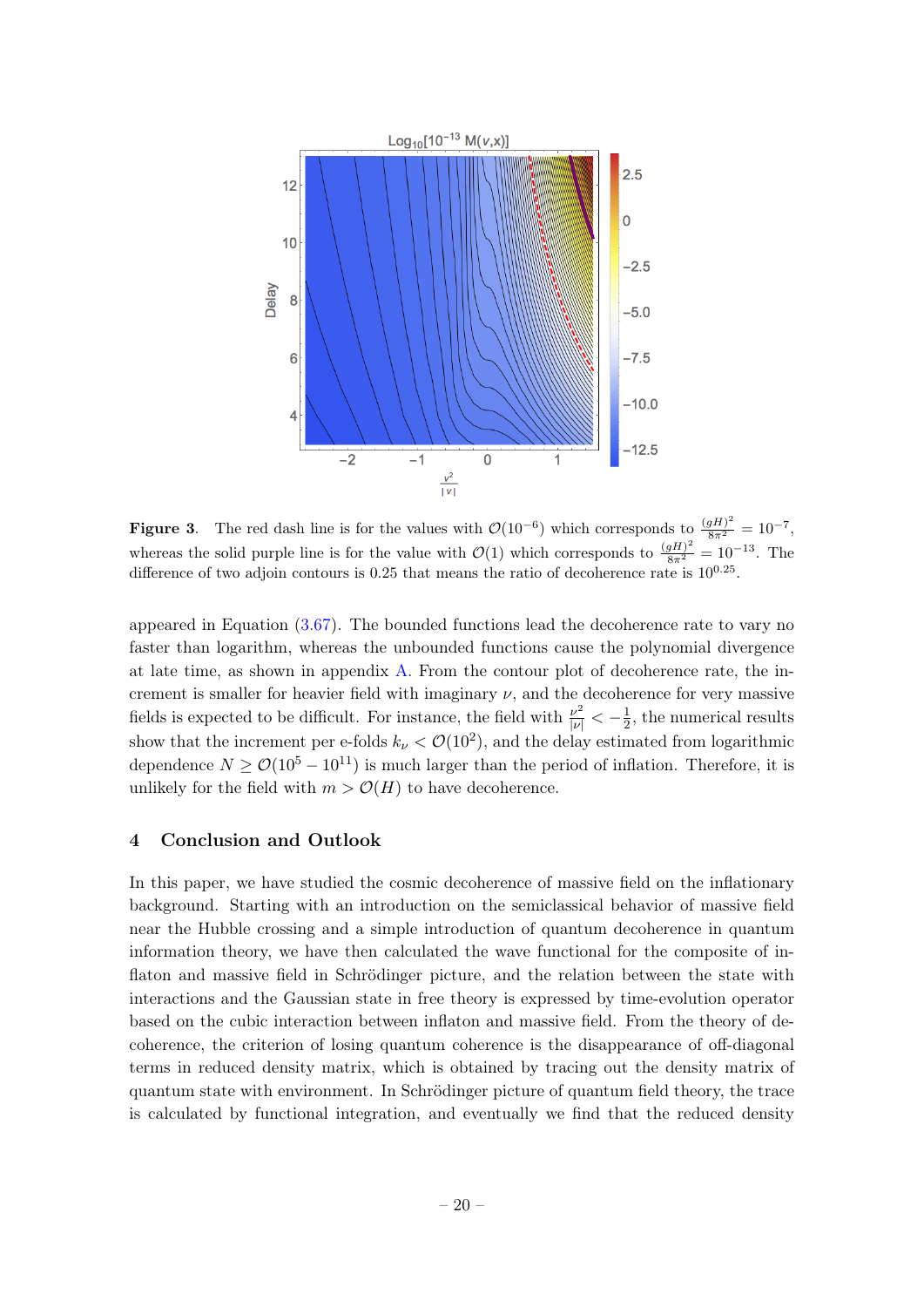**Figure 3**. The red dash line is for the values with $\mathcal{O}(10^{-6})$ which corresponds to $\frac{(gH)^2}{8\pi^2} = 10^{-7}$, whereas the solid purple line is for the value with $\mathcal{O}(1)$ which corresponds to $\frac{(gH)^2}{8\pi^2} = 10^{-13}$. The difference of two adjoin contours is 0.25 that means the ratio of decoherence rate is $10^{0.25}$.

appeared in Equation (3.67). The bounded functions lead the decoherence rate to vary no faster than logarithm, whereas the unbounded functions cause the polynomial divergence at late time, as shown in appendix A. From the contour plot of decoherence rate, the increment is smaller for heavier field with imaginary $\nu$, and the decoherence for very massive fields is expected to be difficult. For instance, the field with $\frac{\nu^2}{|\nu|} < -\frac{1}{2}$, the numerical results show that the increment per e-folds $k_\nu < \mathcal{O}(10^2)$, and the delay estimated from logarithmic dependence $N \geq \mathcal{O}(10^5 - 10^{11})$ is much larger than the period of inflation. Therefore, it is unlikely for the field with $m > \mathcal{O}(H)$ to have decoherence.

## 4 Conclusion and Outlook

In this paper, we have studied the cosmic decoherence of massive field on the inflationary background. Starting with an introduction on the semiclassical behavior of massive field near the Hubble crossing and a simple introduction of quantum decoherence in quantum information theory, we have then calculated the wave functional for the composite of inflaton and massive field in Schrödinger picture, and the relation between the state with interactions and the Gaussian state in free theory is expressed by time-evolution operator based on the cubic interaction between inflaton and massive field. From the theory of decoherence, the criterion of losing quantum coherence is the disappearance of off-diagonal terms in reduced density matrix, which is obtained by tracing out the density matrix of quantum state with environment. In Schrödinger picture of quantum field theory, the trace is calculated by functional integration, and eventually we find that the reduced density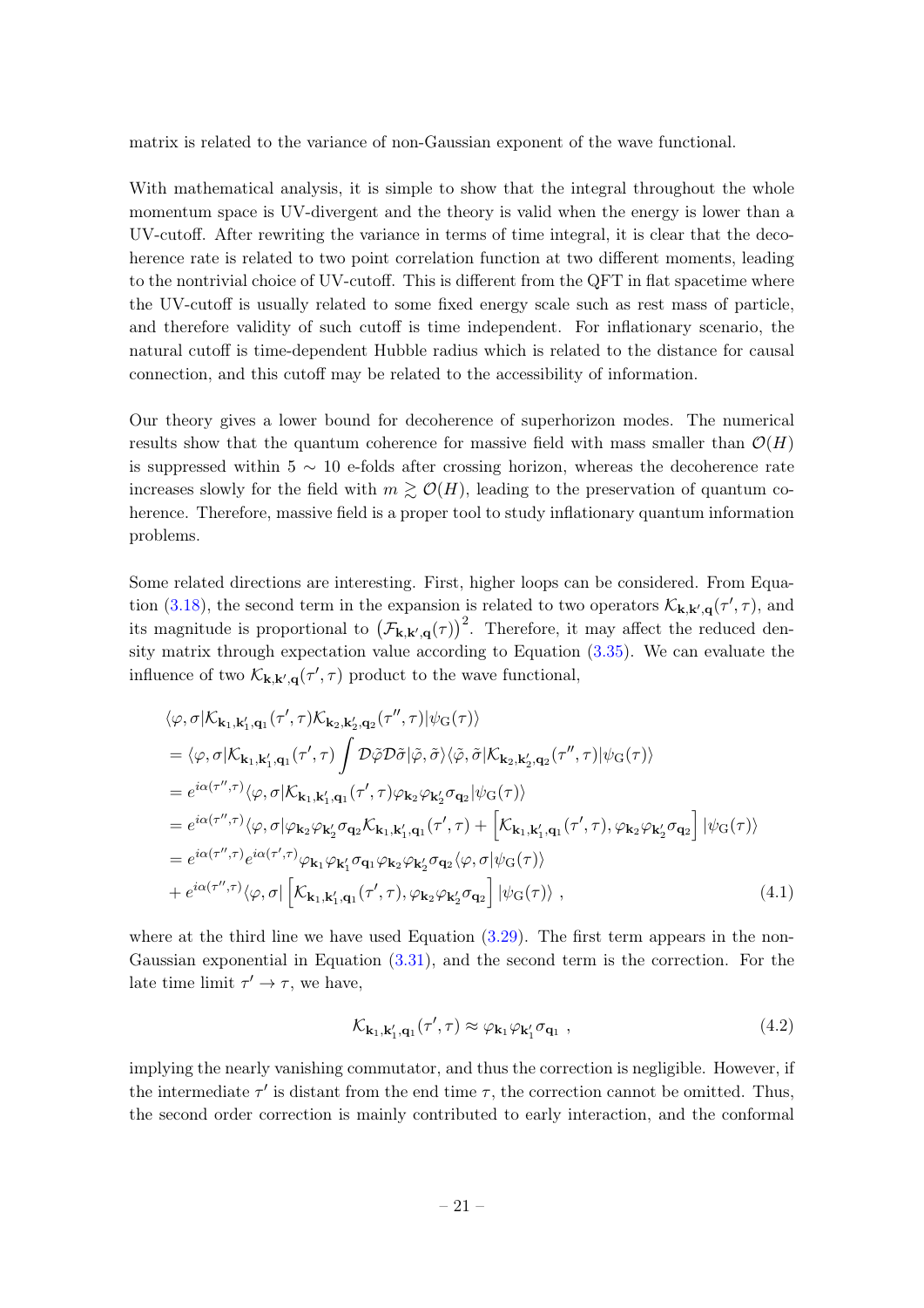matrix is related to the variance of non-Gaussian exponent of the wave functional.

With mathematical analysis, it is simple to show that the integral throughout the whole momentum space is UV-divergent and the theory is valid when the energy is lower than a UV-cutoff. After rewriting the variance in terms of time integral, it is clear that the decoherence rate is related to two point correlation function at two different moments, leading to the nontrivial choice of UV-cutoff. This is different from the QFT in flat spacetime where the UV-cutoff is usually related to some fixed energy scale such as rest mass of particle, and therefore validity of such cutoff is time independent. For inflationary scenario, the natural cutoff is time-dependent Hubble radius which is related to the distance for causal connection, and this cutoff may be related to the accessibility of information.

Our theory gives a lower bound for decoherence of superhorizon modes. The numerical results show that the quantum coherence for massive field with mass smaller than $\mathcal{O}(H)$ is suppressed within $5 \sim 10$ e-folds after crossing horizon, whereas the decoherence rate increases slowly for the field with $m \gtrsim \mathcal{O}(H)$, leading to the preservation of quantum coherence. Therefore, massive field is a proper tool to study inflationary quantum information problems.

Some related directions are interesting. First, higher loops can be considered. From Equation (3.18), the second term in the expansion is related to two operators $\mathcal{K}_{\mathbf{k},\mathbf{k}',\mathbf{q}}(\tau',\tau)$, and its magnitude is proportional to $\left(\mathcal{F}_{\mathbf{k},\mathbf{k}',\mathbf{q}}(\tau)\right)^2$. Therefore, it may affect the reduced density matrix through expectation value according to Equation (3.35). We can evaluate the influence of two $\mathcal{K}_{\mathbf{k},\mathbf{k}',\mathbf{q}}(\tau',\tau)$ product to the wave functional,

$$
\begin{aligned}
&\langle\varphi,\sigma|\mathcal{K}_{\mathbf{k}_1,\mathbf{k}_1',\mathbf{q}_1}(\tau',\tau)\mathcal{K}_{\mathbf{k}_2,\mathbf{k}_2',\mathbf{q}_2}(\tau'',\tau)|\psi_{\rm G}(\tau)\rangle \\
&=\langle\varphi,\sigma|\mathcal{K}_{\mathbf{k}_1,\mathbf{k}_1',\mathbf{q}_1}(\tau',\tau)\int\mathcal{D}\tilde{\varphi}\mathcal{D}\tilde{\sigma}|\tilde{\varphi},\tilde{\sigma}\rangle\langle\tilde{\varphi},\tilde{\sigma}|\mathcal{K}_{\mathbf{k}_2,\mathbf{k}_2',\mathbf{q}_2}(\tau'',\tau)|\psi_{\rm G}(\tau)\rangle \\
&=e^{i\alpha(\tau'',\tau)}\langle\varphi,\sigma|\mathcal{K}_{\mathbf{k}_1,\mathbf{k}_1',\mathbf{q}_1}(\tau',\tau)\varphi_{\mathbf{k}_2}\varphi_{\mathbf{k}_2'}\sigma_{\mathbf{q}_2}|\psi_{\rm G}(\tau)\rangle \\
&=e^{i\alpha(\tau'',\tau)}\langle\varphi,\sigma|\varphi_{\mathbf{k}_2}\varphi_{\mathbf{k}_2'}\sigma_{\mathbf{q}_2}\mathcal{K}_{\mathbf{k}_1,\mathbf{k}_1',\mathbf{q}_1}(\tau',\tau)+\left[\mathcal{K}_{\mathbf{k}_1,\mathbf{k}_1',\mathbf{q}_1}(\tau',\tau),\varphi_{\mathbf{k}_2}\varphi_{\mathbf{k}_2'}\sigma_{\mathbf{q}_2}\right]|\psi_{\rm G}(\tau)\rangle \\
&=e^{i\alpha(\tau'',\tau)}e^{i\alpha(\tau',\tau)}\varphi_{\mathbf{k}_1}\varphi_{\mathbf{k}_1'}\sigma_{\mathbf{q}_1}\varphi_{\mathbf{k}_2}\varphi_{\mathbf{k}_2'}\sigma_{\mathbf{q}_2}\langle\varphi,\sigma|\psi_{\rm G}(\tau)\rangle \\
&+e^{i\alpha(\tau'',\tau)}\langle\varphi,\sigma|\left[\mathcal{K}_{\mathbf{k}_1,\mathbf{k}_1',\mathbf{q}_1}(\tau',\tau),\varphi_{\mathbf{k}_2}\varphi_{\mathbf{k}_2'}\sigma_{\mathbf{q}_2}\right]|\psi_{\rm G}(\tau)\rangle\ ,
\end{aligned}
\tag{4.1}
$$

where at the third line we have used Equation (3.29). The first term appears in the non-Gaussian exponential in Equation (3.31), and the second term is the correction. For the late time limit $\tau'\to\tau$, we have,

$$
\mathcal{K}_{\mathbf{k}_1,\mathbf{k}_1',\mathbf{q}_1}(\tau',\tau)\approx\varphi_{\mathbf{k}_1}\varphi_{\mathbf{k}_1'}\sigma_{\mathbf{q}_1}\ ,
\tag{4.2}
$$

implying the nearly vanishing commutator, and thus the correction is negligible. However, if the intermediate $\tau'$ is distant from the end time $\tau$, the correction cannot be omitted. Thus, the second order correction is mainly contributed to early interaction, and the conformal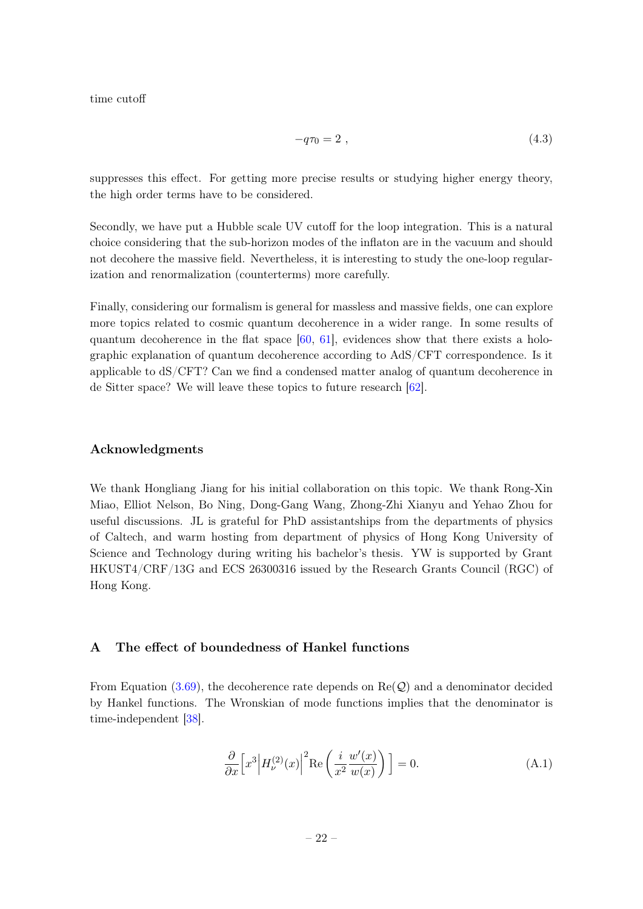time cutoff

$$-q\tau_0 = 2 \; , \tag{4.3}$$

suppresses this effect. For getting more precise results or studying higher energy theory, the high order terms have to be considered.

Secondly, we have put a Hubble scale UV cutoff for the loop integration. This is a natural choice considering that the sub-horizon modes of the inflaton are in the vacuum and should not decohere the massive field. Nevertheless, it is interesting to study the one-loop regularization and renormalization (counterterms) more carefully.

Finally, considering our formalism is general for massless and massive fields, one can explore more topics related to cosmic quantum decoherence in a wider range. In some results of quantum decoherence in the flat space [60, 61], evidences show that there exists a holographic explanation of quantum decoherence according to AdS/CFT correspondence. Is it applicable to dS/CFT? Can we find a condensed matter analog of quantum decoherence in de Sitter space? We will leave these topics to future research [62].

## Acknowledgments

We thank Hongliang Jiang for his initial collaboration on this topic. We thank Rong-Xin Miao, Elliot Nelson, Bo Ning, Dong-Gang Wang, Zhong-Zhi Xianyu and Yehao Zhou for useful discussions. JL is grateful for PhD assistantships from the departments of physics of Caltech, and warm hosting from department of physics of Hong Kong University of Science and Technology during writing his bachelor's thesis. YW is supported by Grant HKUST4/CRF/13G and ECS 26300316 issued by the Research Grants Council (RGC) of Hong Kong.

## A The effect of boundedness of Hankel functions

From Equation (3.69), the decoherence rate depends on $\mathrm{Re}(\mathcal{Q})$ and a denominator decided by Hankel functions. The Wronskian of mode functions implies that the denominator is time-independent [38].

$$\frac{\partial}{\partial x}\Big[x^3\Big|H_\nu^{(2)}(x)\Big|^2\mathrm{Re}\left(\frac{i}{x^2}\frac{w'(x)}{w(x)}\right)\Big] = 0. \tag{A.1}$$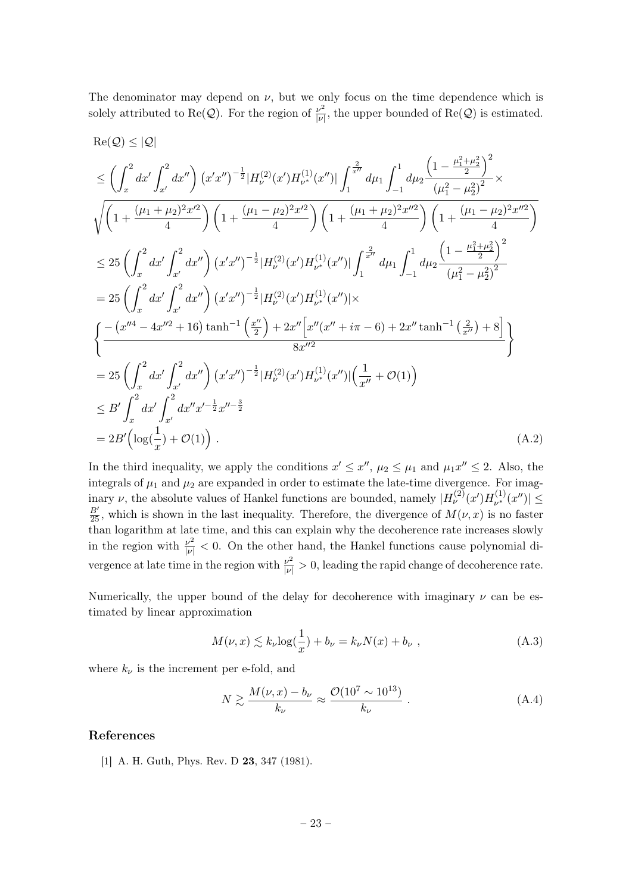The denominator may depend on $\nu$, but we only focus on the time dependence which is solely attributed to $\mathrm{Re}(\mathcal{Q})$. For the region of $\frac{\nu^2}{|\nu|}$, the upper bounded of $\mathrm{Re}(\mathcal{Q})$ is estimated.

$$
\begin{aligned}
&\mathrm{Re}(\mathcal{Q}) \leq |\mathcal{Q}| \\
&\leq \left(\int_x^2 dx' \int_{x'}^2 dx''\right) \left(x'x''\right)^{-\frac{1}{2}} |H_\nu^{(2)}(x')H_{\nu^*}^{(1)}(x'')| \int_1^{\frac{2}{x''}} d\mu_1 \int_{-1}^{1} d\mu_2 \frac{\left(1-\frac{\mu_1^2+\mu_2^2}{2}\right)^2}{\left(\mu_1^2-\mu_2^2\right)^2} \times \\
&\sqrt{\left(1+\frac{(\mu_1+\mu_2)^2 x'^2}{4}\right)\left(1+\frac{(\mu_1-\mu_2)^2 x'^2}{4}\right)\left(1+\frac{(\mu_1+\mu_2)^2 x''^2}{4}\right)\left(1+\frac{(\mu_1-\mu_2)^2 x''^2}{4}\right)} \\
&\leq 25 \left(\int_x^2 dx' \int_{x'}^2 dx''\right) \left(x'x''\right)^{-\frac{1}{2}} |H_\nu^{(2)}(x')H_{\nu^*}^{(1)}(x'')| \int_1^{\frac{2}{x''}} d\mu_1 \int_{-1}^{1} d\mu_2 \frac{\left(1-\frac{\mu_1^2+\mu_2^2}{2}\right)^2}{\left(\mu_1^2-\mu_2^2\right)^2} \\
&= 25 \left(\int_x^2 dx' \int_{x'}^2 dx''\right) \left(x'x''\right)^{-\frac{1}{2}} |H_\nu^{(2)}(x')H_{\nu^*}^{(1)}(x'')| \times \\
&\left\{ \frac{-\left(x''^4-4x''^2+16\right)\tanh^{-1}\left(\frac{x''}{2}\right)+2x''\Big[x''(x''+i\pi-6)+2x''\tanh^{-1}\left(\frac{2}{x''}\right)+8\Big]}{8x''^2} \right\} \\
&= 25 \left(\int_x^2 dx' \int_{x'}^2 dx''\right) \left(x'x''\right)^{-\frac{1}{2}} |H_\nu^{(2)}(x')H_{\nu^*}^{(1)}(x'')| \Big(\frac{1}{x''}+\mathcal{O}(1)\Big) \\
&\leq B' \int_x^2 dx' \int_{x'}^2 dx'' x'^{-\frac{1}{2}} x''^{-\frac{3}{2}} \\
&= 2B'\Big(\log(\frac{1}{x})+\mathcal{O}(1)\Big) \ .
\end{aligned}
\tag{A.2}
$$

In the third inequality, we apply the conditions $x' \leq x''$, $\mu_2 \leq \mu_1$ and $\mu_1 x'' \leq 2$. Also, the integrals of $\mu_1$ and $\mu_2$ are expanded in order to estimate the late-time divergence. For imaginary $\nu$, the absolute values of Hankel functions are bounded, namely $|H_\nu^{(2)}(x')H_{\nu^*}^{(1)}(x'')| \leq \frac{B'}{25}$, which is shown in the last inequality. Therefore, the divergence of $M(\nu, x)$ is no faster than logarithm at late time, and this can explain why the decoherence rate increases slowly in the region with $\frac{\nu^2}{|\nu|} < 0$. On the other hand, the Hankel functions cause polynomial divergence at late time in the region with $\frac{\nu^2}{|\nu|} > 0$, leading the rapid change of decoherence rate.

Numerically, the upper bound of the delay for decoherence with imaginary $\nu$ can be estimated by linear approximation

$$
M(\nu, x) \lesssim k_\nu \log(\frac{1}{x}) + b_\nu = k_\nu N(x) + b_\nu \ , \tag{A.3}
$$

where $k_\nu$ is the increment per e-fold, and

$$
N \gtrsim \frac{M(\nu, x) - b_\nu}{k_\nu} \approx \frac{\mathcal{O}(10^7 \sim 10^{13})}{k_\nu} \ . \tag{A.4}
$$

## References

[1] A. H. Guth, Phys. Rev. D **23**, 347 (1981).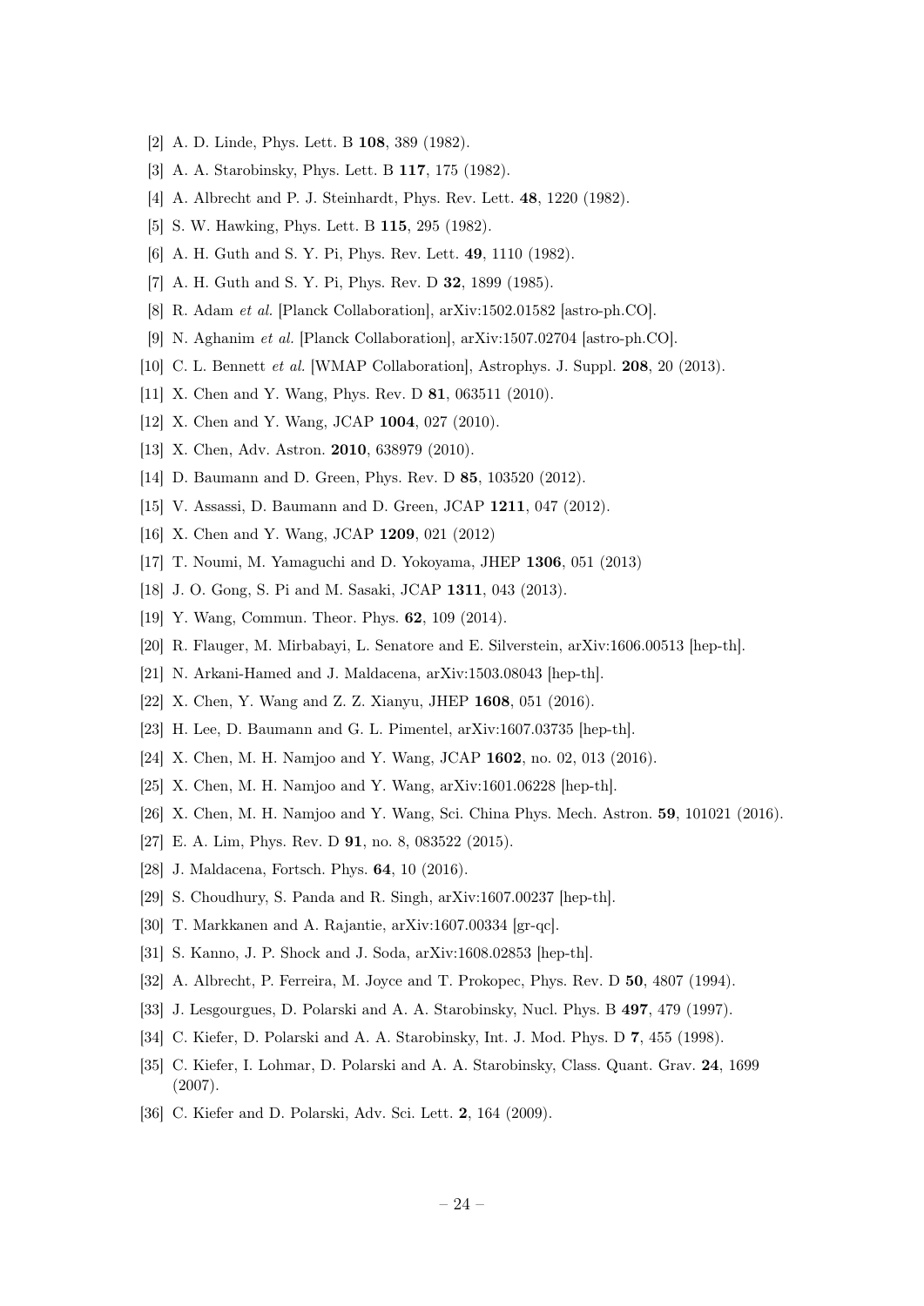[2] A. D. Linde, Phys. Lett. B **108**, 389 (1982).

[3] A. A. Starobinsky, Phys. Lett. B **117**, 175 (1982).

[4] A. Albrecht and P. J. Steinhardt, Phys. Rev. Lett. **48**, 1220 (1982).

[5] S. W. Hawking, Phys. Lett. B **115**, 295 (1982).

[6] A. H. Guth and S. Y. Pi, Phys. Rev. Lett. **49**, 1110 (1982).

[7] A. H. Guth and S. Y. Pi, Phys. Rev. D **32**, 1899 (1985).

[8] R. Adam *et al.* [Planck Collaboration], arXiv:1502.01582 [astro-ph.CO].

[9] N. Aghanim *et al.* [Planck Collaboration], arXiv:1507.02704 [astro-ph.CO].

[10] C. L. Bennett *et al.* [WMAP Collaboration], Astrophys. J. Suppl. **208**, 20 (2013).

[11] X. Chen and Y. Wang, Phys. Rev. D **81**, 063511 (2010).

[12] X. Chen and Y. Wang, JCAP **1004**, 027 (2010).

[13] X. Chen, Adv. Astron. **2010**, 638979 (2010).

[14] D. Baumann and D. Green, Phys. Rev. D **85**, 103520 (2012).

[15] V. Assassi, D. Baumann and D. Green, JCAP **1211**, 047 (2012).

[16] X. Chen and Y. Wang, JCAP **1209**, 021 (2012)

[17] T. Noumi, M. Yamaguchi and D. Yokoyama, JHEP **1306**, 051 (2013)

[18] J. O. Gong, S. Pi and M. Sasaki, JCAP **1311**, 043 (2013).

[19] Y. Wang, Commun. Theor. Phys. **62**, 109 (2014).

[20] R. Flauger, M. Mirbabayi, L. Senatore and E. Silverstein, arXiv:1606.00513 [hep-th].

[21] N. Arkani-Hamed and J. Maldacena, arXiv:1503.08043 [hep-th].

[22] X. Chen, Y. Wang and Z. Z. Xianyu, JHEP **1608**, 051 (2016).

[23] H. Lee, D. Baumann and G. L. Pimentel, arXiv:1607.03735 [hep-th].

[24] X. Chen, M. H. Namjoo and Y. Wang, JCAP **1602**, no. 02, 013 (2016).

[25] X. Chen, M. H. Namjoo and Y. Wang, arXiv:1601.06228 [hep-th].

[26] X. Chen, M. H. Namjoo and Y. Wang, Sci. China Phys. Mech. Astron. **59**, 101021 (2016).

[27] E. A. Lim, Phys. Rev. D **91**, no. 8, 083522 (2015).

[28] J. Maldacena, Fortsch. Phys. **64**, 10 (2016).

[29] S. Choudhury, S. Panda and R. Singh, arXiv:1607.00237 [hep-th].

[30] T. Markkanen and A. Rajantie, arXiv:1607.00334 [gr-qc].

[31] S. Kanno, J. P. Shock and J. Soda, arXiv:1608.02853 [hep-th].

[32] A. Albrecht, P. Ferreira, M. Joyce and T. Prokopec, Phys. Rev. D **50**, 4807 (1994).

[33] J. Lesgourgues, D. Polarski and A. A. Starobinsky, Nucl. Phys. B **497**, 479 (1997).

[34] C. Kiefer, D. Polarski and A. A. Starobinsky, Int. J. Mod. Phys. D **7**, 455 (1998).

[35] C. Kiefer, I. Lohmar, D. Polarski and A. A. Starobinsky, Class. Quant. Grav. **24**, 1699 (2007).

[36] C. Kiefer and D. Polarski, Adv. Sci. Lett. **2**, 164 (2009).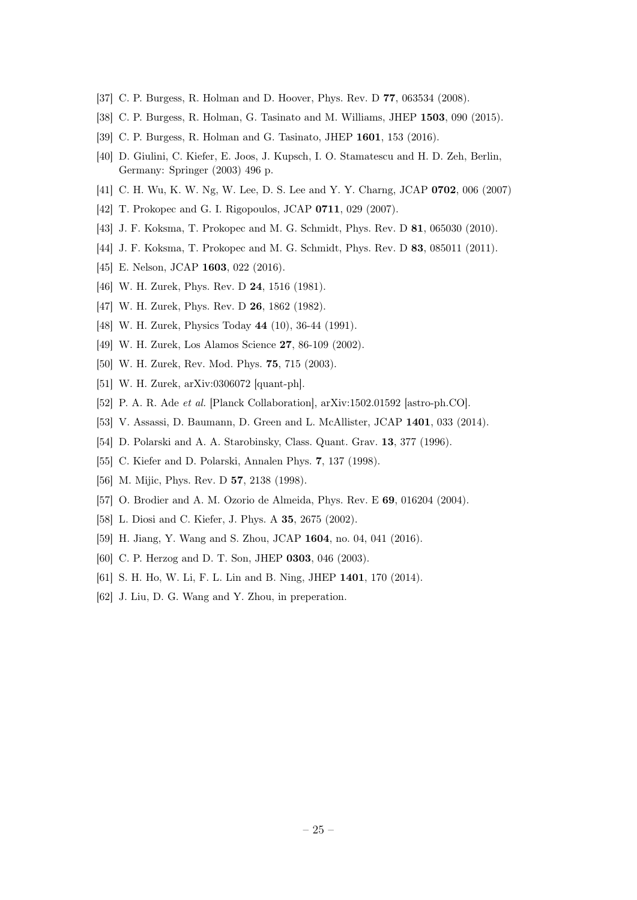[37] C. P. Burgess, R. Holman and D. Hoover, Phys. Rev. D **77**, 063534 (2008).

[38] C. P. Burgess, R. Holman, G. Tasinato and M. Williams, JHEP **1503**, 090 (2015).

[39] C. P. Burgess, R. Holman and G. Tasinato, JHEP **1601**, 153 (2016).

[40] D. Giulini, C. Kiefer, E. Joos, J. Kupsch, I. O. Stamatescu and H. D. Zeh, Berlin, Germany: Springer (2003) 496 p.

[41] C. H. Wu, K. W. Ng, W. Lee, D. S. Lee and Y. Y. Charng, JCAP **0702**, 006 (2007)

[42] T. Prokopec and G. I. Rigopoulos, JCAP **0711**, 029 (2007).

[43] J. F. Koksma, T. Prokopec and M. G. Schmidt, Phys. Rev. D **81**, 065030 (2010).

[44] J. F. Koksma, T. Prokopec and M. G. Schmidt, Phys. Rev. D **83**, 085011 (2011).

[45] E. Nelson, JCAP **1603**, 022 (2016).

[46] W. H. Zurek, Phys. Rev. D **24**, 1516 (1981).

[47] W. H. Zurek, Phys. Rev. D **26**, 1862 (1982).

[48] W. H. Zurek, Physics Today **44** (10), 36-44 (1991).

[49] W. H. Zurek, Los Alamos Science **27**, 86-109 (2002).

[50] W. H. Zurek, Rev. Mod. Phys. **75**, 715 (2003).

[51] W. H. Zurek, arXiv:0306072 [quant-ph].

[52] P. A. R. Ade *et al.* [Planck Collaboration], arXiv:1502.01592 [astro-ph.CO].

[53] V. Assassi, D. Baumann, D. Green and L. McAllister, JCAP **1401**, 033 (2014).

[54] D. Polarski and A. A. Starobinsky, Class. Quant. Grav. **13**, 377 (1996).

[55] C. Kiefer and D. Polarski, Annalen Phys. **7**, 137 (1998).

[56] M. Mijic, Phys. Rev. D **57**, 2138 (1998).

[57] O. Brodier and A. M. Ozorio de Almeida, Phys. Rev. E **69**, 016204 (2004).

[58] L. Diosi and C. Kiefer, J. Phys. A **35**, 2675 (2002).

[59] H. Jiang, Y. Wang and S. Zhou, JCAP **1604**, no. 04, 041 (2016).

[60] C. P. Herzog and D. T. Son, JHEP **0303**, 046 (2003).

[61] S. H. Ho, W. Li, F. L. Lin and B. Ning, JHEP **1401**, 170 (2014).

[62] J. Liu, D. G. Wang and Y. Zhou, in preperation.